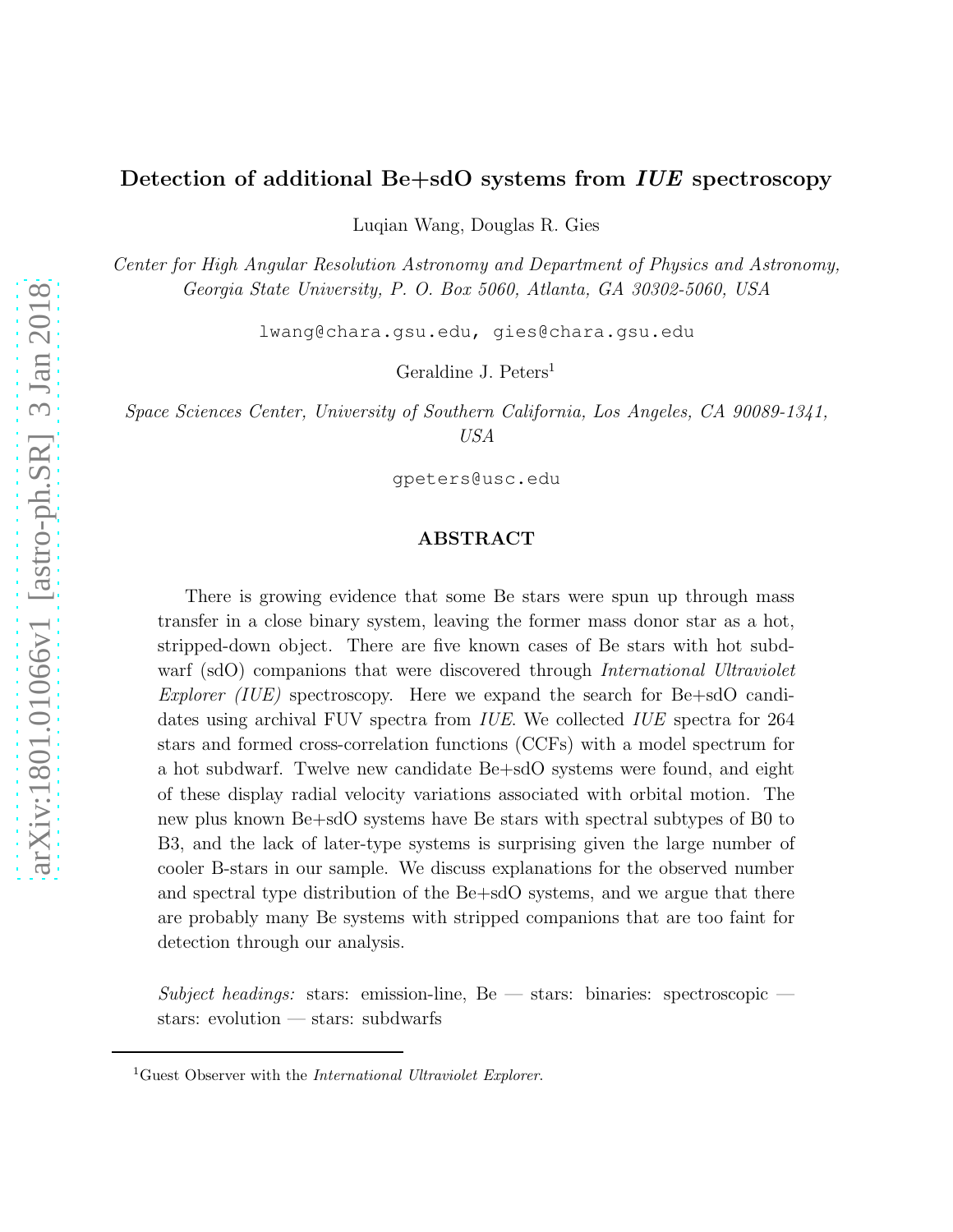# Detection of additional Be+sdO systems from *IUE* spectroscopy

Luqian Wang, Douglas R. Gies

*Center for High Angular Resolution Astronomy and Department of Physics and Astronomy, Georgia State University, P. O. Box 5060, Atlanta, GA 30302-5060, USA*

lwang@chara.gsu.edu, gies@chara.gsu.edu

Geraldine J. Peters[1]

*Space Sciences Center, University of Southern California, Los Angeles, CA 90089-1341, USA*

gpeters@usc.edu

## ABSTRACT

There is growing evidence that some Be stars were spun up through mass transfer in a close binary system, leaving the former mass donor star as a hot, stripped-down object. There are five known cases of Be stars with hot subdwarf (sdO) companions that were discovered through *International Ultraviolet Explorer (IUE)* spectroscopy. Here we expand the search for Be+sdO candidates using archival FUV spectra from *IUE*. We collected *IUE* spectra for 264 stars and formed cross-correlation functions (CCFs) with a model spectrum for a hot subdwarf. Twelve new candidate Be+sdO systems were found, and eight of these display radial velocity variations associated with orbital motion. The new plus known Be+sdO systems have Be stars with spectral subtypes of B0 to B3, and the lack of later-type systems is surprising given the large number of cooler B-stars in our sample. We discuss explanations for the observed number and spectral type distribution of the Be+sdO systems, and we argue that there are probably many Be systems with stripped companions that are too faint for detection through our analysis.

*Subject headings:* stars: emission-line, Be — stars: binaries: spectroscopic — stars: evolution — stars: subdwarfs

[1]Guest Observer with the *International Ultraviolet Explorer*.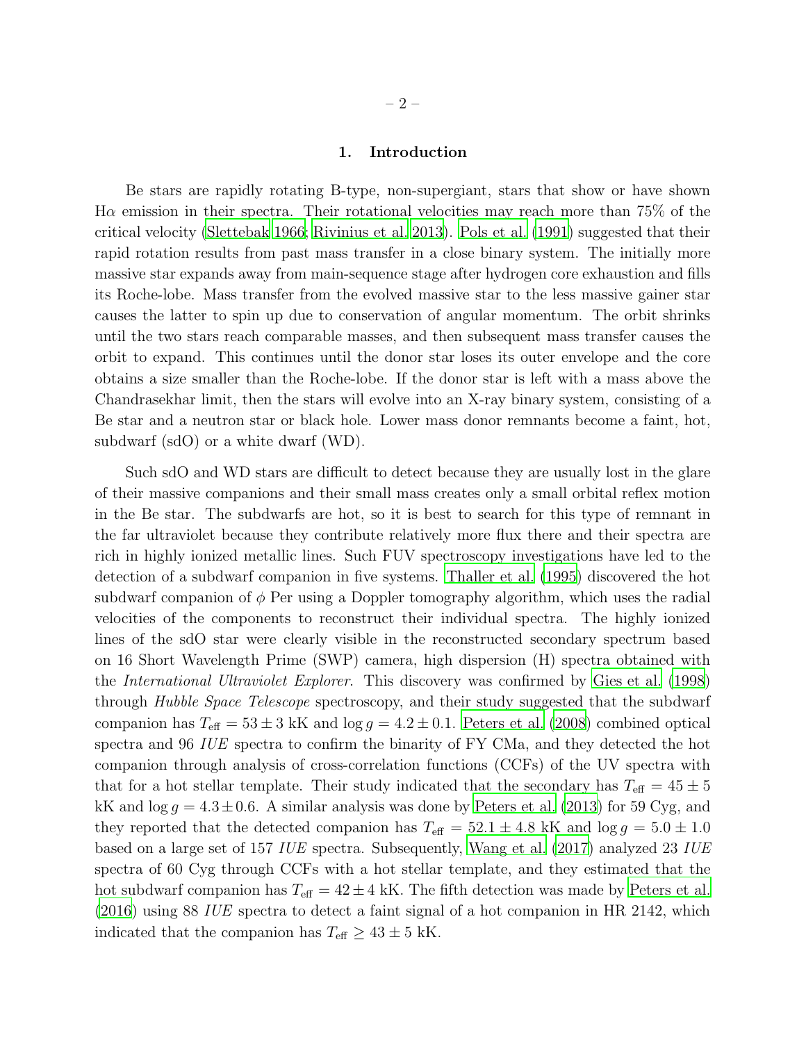## 1. Introduction

Be stars are rapidly rotating B-type, non-supergiant, stars that show or have shown H$\alpha$ emission in their spectra. Their rotational velocities may reach more than 75% of the critical velocity (Slettebak 1966; Rivinius et al. 2013). Pols et al. (1991) suggested that their rapid rotation results from past mass transfer in a close binary system. The initially more massive star expands away from main-sequence stage after hydrogen core exhaustion and fills its Roche-lobe. Mass transfer from the evolved massive star to the less massive gainer star causes the latter to spin up due to conservation of angular momentum. The orbit shrinks until the two stars reach comparable masses, and then subsequent mass transfer causes the orbit to expand. This continues until the donor star loses its outer envelope and the core obtains a size smaller than the Roche-lobe. If the donor star is left with a mass above the Chandrasekhar limit, then the stars will evolve into an X-ray binary system, consisting of a Be star and a neutron star or black hole. Lower mass donor remnants become a faint, hot, subdwarf (sdO) or a white dwarf (WD).

Such sdO and WD stars are difficult to detect because they are usually lost in the glare of their massive companions and their small mass creates only a small orbital reflex motion in the Be star. The subdwarfs are hot, so it is best to search for this type of remnant in the far ultraviolet because they contribute relatively more flux there and their spectra are rich in highly ionized metallic lines. Such FUV spectroscopy investigations have led to the detection of a subdwarf companion in five systems. Thaller et al. (1995) discovered the hot subdwarf companion of $\phi$ Per using a Doppler tomography algorithm, which uses the radial velocities of the components to reconstruct their individual spectra. The highly ionized lines of the sdO star were clearly visible in the reconstructed secondary spectrum based on 16 Short Wavelength Prime (SWP) camera, high dispersion (H) spectra obtained with the *International Ultraviolet Explorer*. This discovery was confirmed by Gies et al. (1998) through *Hubble Space Telescope* spectroscopy, and their study suggested that the subdwarf companion has $T_{\rm eff} = 53 \pm 3$ kK and $\log g = 4.2 \pm 0.1$. Peters et al. (2008) combined optical spectra and 96 *IUE* spectra to confirm the binarity of FY CMa, and they detected the hot companion through analysis of cross-correlation functions (CCFs) of the UV spectra with that for a hot stellar template. Their study indicated that the secondary has $T_{\rm eff} = 45 \pm 5$ kK and $\log g = 4.3 \pm 0.6$. A similar analysis was done by Peters et al. (2013) for 59 Cyg, and they reported that the detected companion has $T_{\rm eff} = 52.1 \pm 4.8$ kK and $\log g = 5.0 \pm 1.0$ based on a large set of 157 *IUE* spectra. Subsequently, Wang et al. (2017) analyzed 23 *IUE* spectra of 60 Cyg through CCFs with a hot stellar template, and they estimated that the hot subdwarf companion has $T_{\rm eff} = 42 \pm 4$ kK. The fifth detection was made by Peters et al. (2016) using 88 *IUE* spectra to detect a faint signal of a hot companion in HR 2142, which indicated that the companion has $T_{\rm eff} \geq 43 \pm 5$ kK.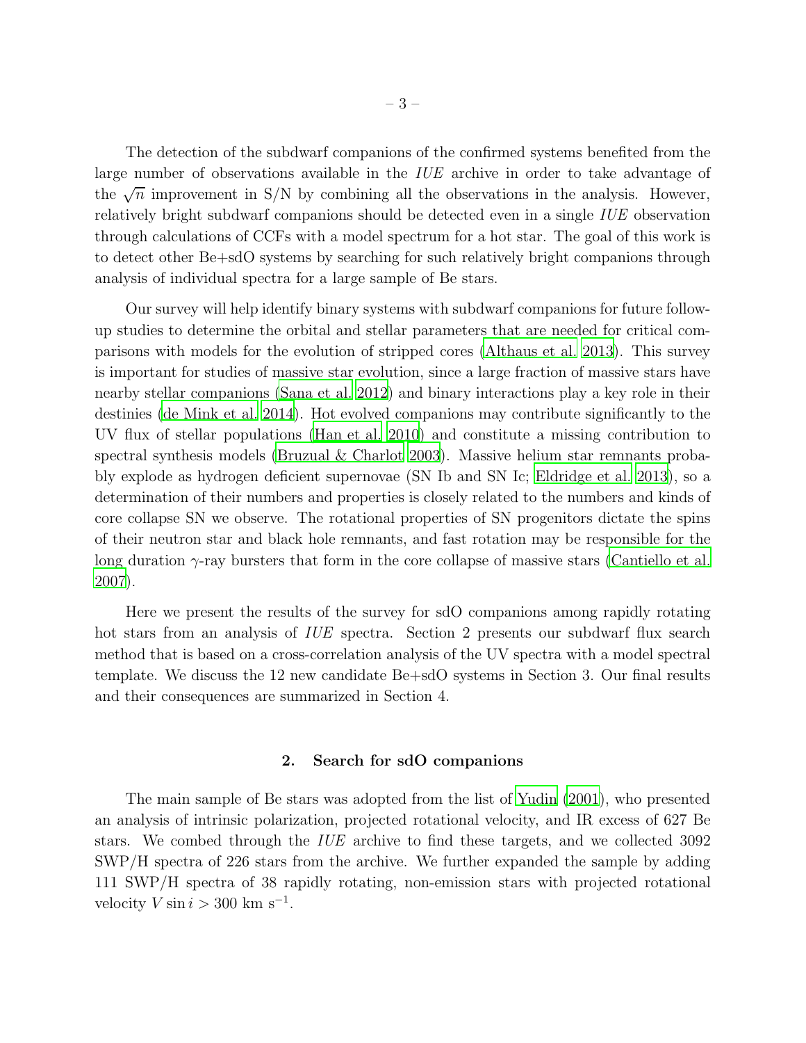The detection of the subdwarf companions of the confirmed systems benefited from the large number of observations available in the *IUE* archive in order to take advantage of the $\sqrt{n}$ improvement in S/N by combining all the observations in the analysis. However, relatively bright subdwarf companions should be detected even in a single *IUE* observation through calculations of CCFs with a model spectrum for a hot star. The goal of this work is to detect other Be+sdO systems by searching for such relatively bright companions through analysis of individual spectra for a large sample of Be stars.

Our survey will help identify binary systems with subdwarf companions for future follow-up studies to determine the orbital and stellar parameters that are needed for critical comparisons with models for the evolution of stripped cores (Althaus et al. 2013). This survey is important for studies of massive star evolution, since a large fraction of massive stars have nearby stellar companions (Sana et al. 2012) and binary interactions play a key role in their destinies (de Mink et al. 2014). Hot evolved companions may contribute significantly to the UV flux of stellar populations (Han et al. 2010) and constitute a missing contribution to spectral synthesis models (Bruzual & Charlot 2003). Massive helium star remnants probably explode as hydrogen deficient supernovae (SN Ib and SN Ic; Eldridge et al. 2013), so a determination of their numbers and properties is closely related to the numbers and kinds of core collapse SN we observe. The rotational properties of SN progenitors dictate the spins of their neutron star and black hole remnants, and fast rotation may be responsible for the long duration $\gamma$-ray bursters that form in the core collapse of massive stars (Cantiello et al. 2007).

Here we present the results of the survey for sdO companions among rapidly rotating hot stars from an analysis of *IUE* spectra. Section 2 presents our subdwarf flux search method that is based on a cross-correlation analysis of the UV spectra with a model spectral template. We discuss the 12 new candidate Be+sdO systems in Section 3. Our final results and their consequences are summarized in Section 4.

## 2. Search for sdO companions

The main sample of Be stars was adopted from the list of Yudin (2001), who presented an analysis of intrinsic polarization, projected rotational velocity, and IR excess of 627 Be stars. We combed through the *IUE* archive to find these targets, and we collected 3092 SWP/H spectra of 226 stars from the archive. We further expanded the sample by adding 111 SWP/H spectra of 38 rapidly rotating, non-emission stars with projected rotational velocity $V \sin i > 300$ km s$^{-1}$.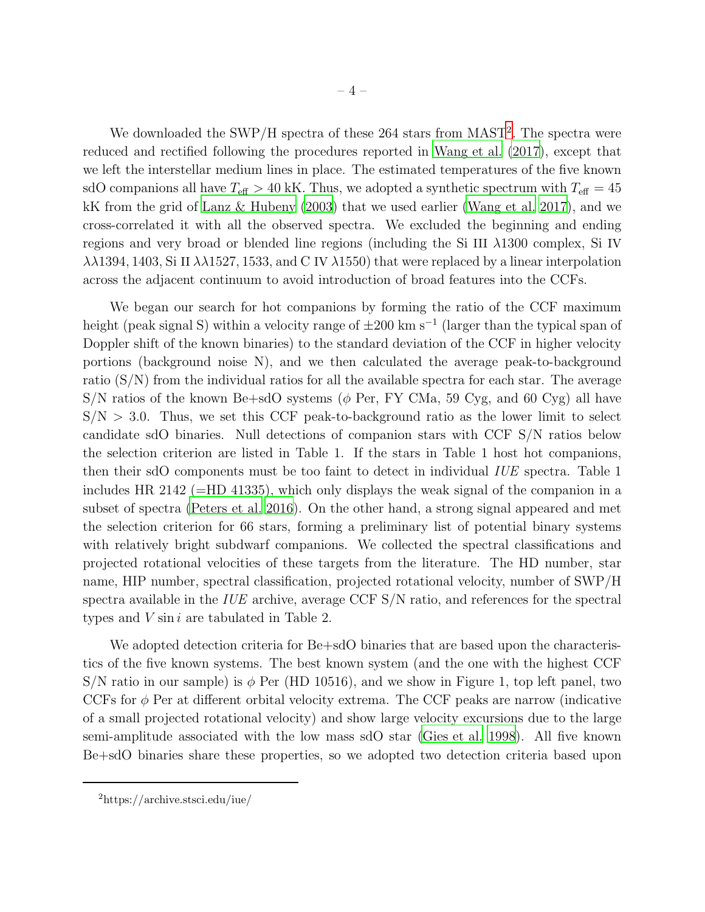We downloaded the SWP/H spectra of these 264 stars from MAST[2]. The spectra were reduced and rectified following the procedures reported in Wang et al. (2017), except that we left the interstellar medium lines in place. The estimated temperatures of the five known sdO companions all have $T_{\rm eff} > 40$ kK. Thus, we adopted a synthetic spectrum with $T_{\rm eff} = 45$ kK from the grid of Lanz & Hubeny (2003) that we used earlier (Wang et al. 2017), and we cross-correlated it with all the observed spectra. We excluded the beginning and ending regions and very broad or blended line regions (including the Si III $\lambda 1300$ complex, Si IV $\lambda\lambda 1394, 1403$, Si II $\lambda\lambda 1527, 1533$, and C IV $\lambda 1550$) that were replaced by a linear interpolation across the adjacent continuum to avoid introduction of broad features into the CCFs.

We began our search for hot companions by forming the ratio of the CCF maximum height (peak signal S) within a velocity range of $\pm 200$ km s$^{-1}$ (larger than the typical span of Doppler shift of the known binaries) to the standard deviation of the CCF in higher velocity portions (background noise N), and we then calculated the average peak-to-background ratio (S/N) from the individual ratios for all the available spectra for each star. The average S/N ratios of the known Be+sdO systems ($\phi$ Per, FY CMa, 59 Cyg, and 60 Cyg) all have S/N $> 3.0$. Thus, we set this CCF peak-to-background ratio as the lower limit to select candidate sdO binaries. Null detections of companion stars with CCF S/N ratios below the selection criterion are listed in Table 1. If the stars in Table 1 host hot companions, then their sdO components must be too faint to detect in individual *IUE* spectra. Table 1 includes HR 2142 (=HD 41335), which only displays the weak signal of the companion in a subset of spectra (Peters et al. 2016). On the other hand, a strong signal appeared and met the selection criterion for 66 stars, forming a preliminary list of potential binary systems with relatively bright subdwarf companions. We collected the spectral classifications and projected rotational velocities of these targets from the literature. The HD number, star name, HIP number, spectral classification, projected rotational velocity, number of SWP/H spectra available in the *IUE* archive, average CCF S/N ratio, and references for the spectral types and $V \sin i$ are tabulated in Table 2.

We adopted detection criteria for Be+sdO binaries that are based upon the characteristics of the five known systems. The best known system (and the one with the highest CCF S/N ratio in our sample) is $\phi$ Per (HD 10516), and we show in Figure 1, top left panel, two CCFs for $\phi$ Per at different orbital velocity extrema. The CCF peaks are narrow (indicative of a small projected rotational velocity) and show large velocity excursions due to the large semi-amplitude associated with the low mass sdO star (Gies et al. 1998). All five known Be+sdO binaries share these properties, so we adopted two detection criteria based upon

[2]https://archive.stsci.edu/iue/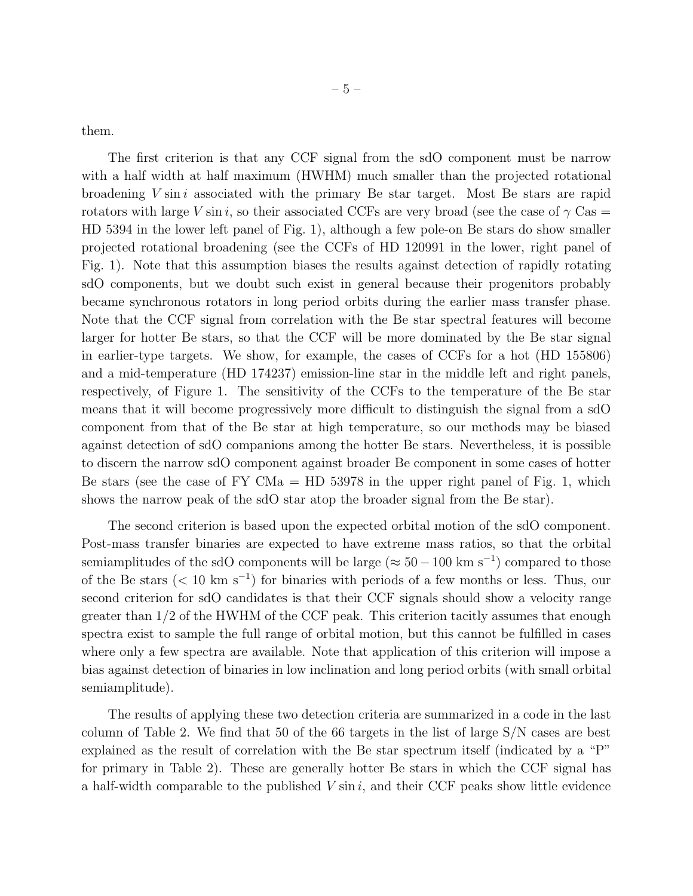them.

The first criterion is that any CCF signal from the sdO component must be narrow with a half width at half maximum (HWHM) much smaller than the projected rotational broadening $V \sin i$ associated with the primary Be star target. Most Be stars are rapid rotators with large $V \sin i$, so their associated CCFs are very broad (see the case of $\gamma$ Cas = HD 5394 in the lower left panel of Fig. 1), although a few pole-on Be stars do show smaller projected rotational broadening (see the CCFs of HD 120991 in the lower, right panel of Fig. 1). Note that this assumption biases the results against detection of rapidly rotating sdO components, but we doubt such exist in general because their progenitors probably became synchronous rotators in long period orbits during the earlier mass transfer phase. Note that the CCF signal from correlation with the Be star spectral features will become larger for hotter Be stars, so that the CCF will be more dominated by the Be star signal in earlier-type targets. We show, for example, the cases of CCFs for a hot (HD 155806) and a mid-temperature (HD 174237) emission-line star in the middle left and right panels, respectively, of Figure 1. The sensitivity of the CCFs to the temperature of the Be star means that it will become progressively more difficult to distinguish the signal from a sdO component from that of the Be star at high temperature, so our methods may be biased against detection of sdO companions among the hotter Be stars. Nevertheless, it is possible to discern the narrow sdO component against broader Be component in some cases of hotter Be stars (see the case of FY CMa = HD 53978 in the upper right panel of Fig. 1, which shows the narrow peak of the sdO star atop the broader signal from the Be star).

The second criterion is based upon the expected orbital motion of the sdO component. Post-mass transfer binaries are expected to have extreme mass ratios, so that the orbital semiamplitudes of the sdO components will be large ($\approx 50 - 100$ km s$^{-1}$) compared to those of the Be stars ($< 10$ km s$^{-1}$) for binaries with periods of a few months or less. Thus, our second criterion for sdO candidates is that their CCF signals should show a velocity range greater than 1/2 of the HWHM of the CCF peak. This criterion tacitly assumes that enough spectra exist to sample the full range of orbital motion, but this cannot be fulfilled in cases where only a few spectra are available. Note that application of this criterion will impose a bias against detection of binaries in low inclination and long period orbits (with small orbital semiamplitude).

The results of applying these two detection criteria are summarized in a code in the last column of Table 2. We find that 50 of the 66 targets in the list of large S/N cases are best explained as the result of correlation with the Be star spectrum itself (indicated by a "P" for primary in Table 2). These are generally hotter Be stars in which the CCF signal has a half-width comparable to the published $V \sin i$, and their CCF peaks show little evidence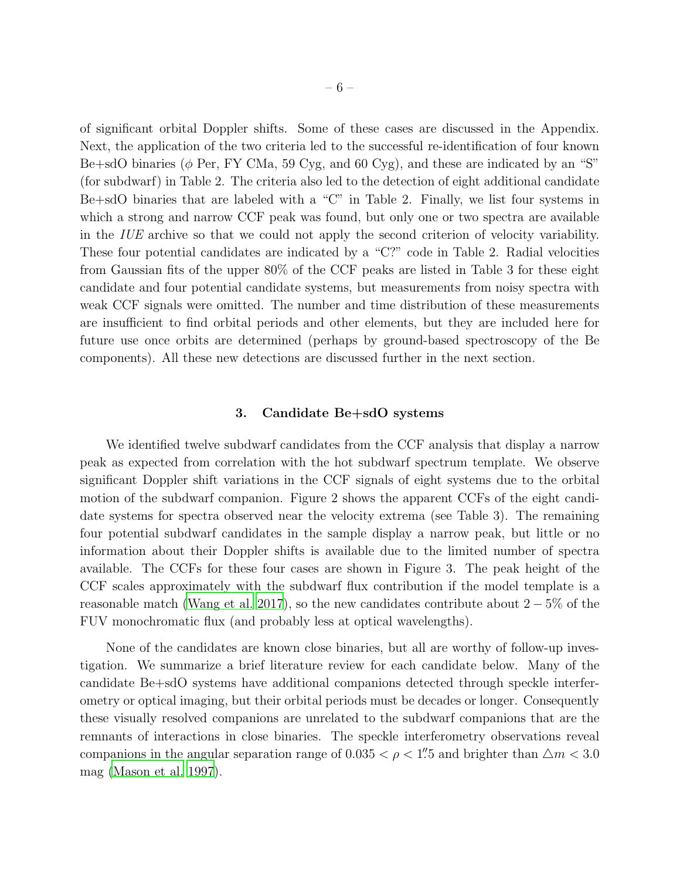of significant orbital Doppler shifts. Some of these cases are discussed in the Appendix. Next, the application of the two criteria led to the successful re-identification of four known Be+sdO binaries ($\phi$ Per, FY CMa, 59 Cyg, and 60 Cyg), and these are indicated by an "S" (for subdwarf) in Table 2. The criteria also led to the detection of eight additional candidate Be+sdO binaries that are labeled with a "C" in Table 2. Finally, we list four systems in which a strong and narrow CCF peak was found, but only one or two spectra are available in the *IUE* archive so that we could not apply the second criterion of velocity variability. These four potential candidates are indicated by a "C?" code in Table 2. Radial velocities from Gaussian fits of the upper 80% of the CCF peaks are listed in Table 3 for these eight candidate and four potential candidate systems, but measurements from noisy spectra with weak CCF signals were omitted. The number and time distribution of these measurements are insufficient to find orbital periods and other elements, but they are included here for future use once orbits are determined (perhaps by ground-based spectroscopy of the Be components). All these new detections are discussed further in the next section.

## 3. Candidate Be+sdO systems

We identified twelve subdwarf candidates from the CCF analysis that display a narrow peak as expected from correlation with the hot subdwarf spectrum template. We observe significant Doppler shift variations in the CCF signals of eight systems due to the orbital motion of the subdwarf companion. Figure 2 shows the apparent CCFs of the eight candidate systems for spectra observed near the velocity extrema (see Table 3). The remaining four potential subdwarf candidates in the sample display a narrow peak, but little or no information about their Doppler shifts is available due to the limited number of spectra available. The CCFs for these four cases are shown in Figure 3. The peak height of the CCF scales approximately with the subdwarf flux contribution if the model template is a reasonable match (Wang et al. 2017), so the new candidates contribute about $2-5\%$ of the FUV monochromatic flux (and probably less at optical wavelengths).

None of the candidates are known close binaries, but all are worthy of follow-up investigation. We summarize a brief literature review for each candidate below. Many of the candidate Be+sdO systems have additional companions detected through speckle interferometry or optical imaging, but their orbital periods must be decades or longer. Consequently these visually resolved companions are unrelated to the subdwarf companions that are the remnants of interactions in close binaries. The speckle interferometry observations reveal companions in the angular separation range of $0.035 < \rho < 1\farcs5$ and brighter than $\triangle m < 3.0$ mag (Mason et al. 1997).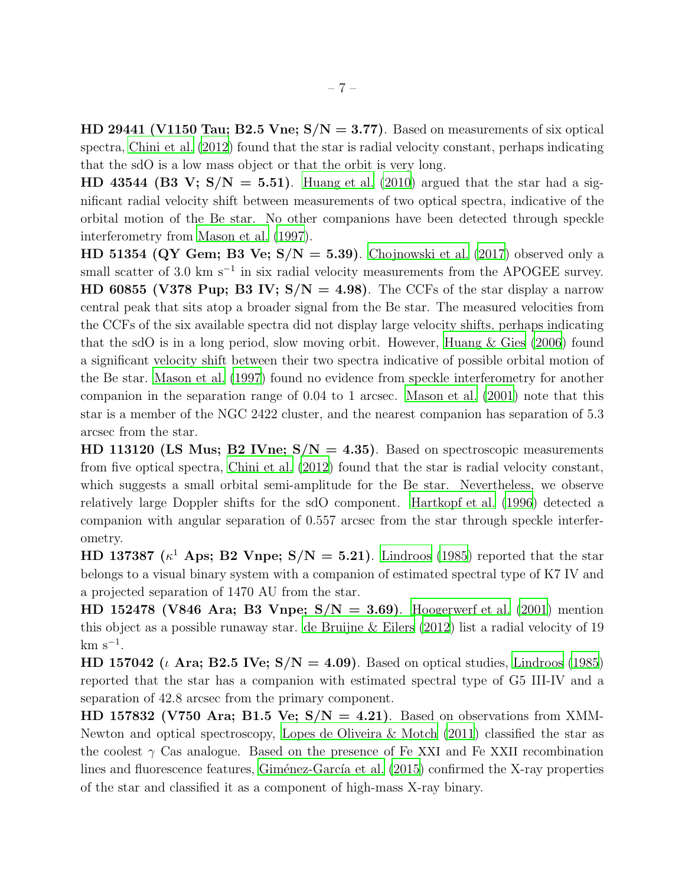**HD 29441 (V1150 Tau; B2.5 Vne; S/N = 3.77)**. Based on measurements of six optical spectra, Chini et al. (2012) found that the star is radial velocity constant, perhaps indicating that the sdO is a low mass object or that the orbit is very long.

**HD 43544 (B3 V; S/N = 5.51)**. Huang et al. (2010) argued that the star had a significant radial velocity shift between measurements of two optical spectra, indicative of the orbital motion of the Be star. No other companions have been detected through speckle interferometry from Mason et al. (1997).

**HD 51354 (QY Gem; B3 Ve; S/N = 5.39)**. Chojnowski et al. (2017) observed only a small scatter of 3.0 km s$^{-1}$ in six radial velocity measurements from the APOGEE survey.

**HD 60855 (V378 Pup; B3 IV; S/N = 4.98)**. The CCFs of the star display a narrow central peak that sits atop a broader signal from the Be star. The measured velocities from the CCFs of the six available spectra did not display large velocity shifts, perhaps indicating that the sdO is in a long period, slow moving orbit. However, Huang & Gies (2006) found a significant velocity shift between their two spectra indicative of possible orbital motion of the Be star. Mason et al. (1997) found no evidence from speckle interferometry for another companion in the separation range of 0.04 to 1 arcsec. Mason et al. (2001) note that this star is a member of the NGC 2422 cluster, and the nearest companion has separation of 5.3 arcsec from the star.

**HD 113120 (LS Mus; B2 IVne; S/N = 4.35)**. Based on spectroscopic measurements from five optical spectra, Chini et al. (2012) found that the star is radial velocity constant, which suggests a small orbital semi-amplitude for the Be star. Nevertheless, we observe relatively large Doppler shifts for the sdO component. Hartkopf et al. (1996) detected a companion with angular separation of 0.557 arcsec from the star through speckle interferometry.

**HD 137387 ($\kappa^1$ Aps; B2 Vnpe; S/N = 5.21)**. Lindroos (1985) reported that the star belongs to a visual binary system with a companion of estimated spectral type of K7 IV and a projected separation of 1470 AU from the star.

**HD 152478 (V846 Ara; B3 Vnpe; S/N = 3.69)**. Hoogerwerf et al. (2001) mention this object as a possible runaway star. de Bruijne & Eilers (2012) list a radial velocity of 19 km s$^{-1}$.

**HD 157042 ($\iota$ Ara; B2.5 IVe; S/N = 4.09)**. Based on optical studies, Lindroos (1985) reported that the star has a companion with estimated spectral type of G5 III-IV and a separation of 42.8 arcsec from the primary component.

**HD 157832 (V750 Ara; B1.5 Ve; S/N = 4.21)**. Based on observations from XMM-Newton and optical spectroscopy, Lopes de Oliveira & Motch (2011) classified the star as the coolest $\gamma$ Cas analogue. Based on the presence of Fe XXI and Fe XXII recombination lines and fluorescence features, Giménez-García et al. (2015) confirmed the X-ray properties of the star and classified it as a component of high-mass X-ray binary.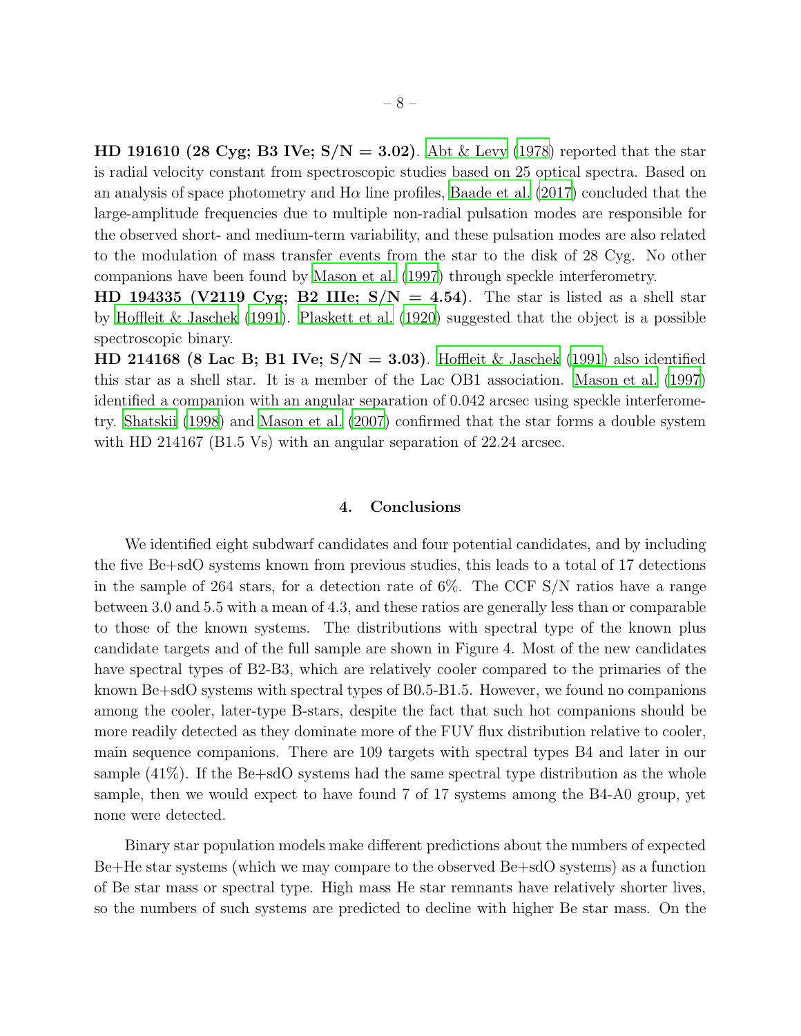**HD 191610 (28 Cyg; B3 IVe; S/N = 3.02)**. Abt & Levy (1978) reported that the star is radial velocity constant from spectroscopic studies based on 25 optical spectra. Based on an analysis of space photometry and Hα line profiles, Baade et al. (2017) concluded that the large-amplitude frequencies due to multiple non-radial pulsation modes are responsible for the observed short- and medium-term variability, and these pulsation modes are also related to the modulation of mass transfer events from the star to the disk of 28 Cyg. No other companions have been found by Mason et al. (1997) through speckle interferometry.

**HD 194335 (V2119 Cyg; B2 IIIe; S/N = 4.54)**. The star is listed as a shell star by Hoffleit & Jaschek (1991). Plaskett et al. (1920) suggested that the object is a possible spectroscopic binary.

**HD 214168 (8 Lac B; B1 IVe; S/N = 3.03)**. Hoffleit & Jaschek (1991) also identified this star as a shell star. It is a member of the Lac OB1 association. Mason et al. (1997) identified a companion with an angular separation of 0.042 arcsec using speckle interferometry. Shatskii (1998) and Mason et al. (2007) confirmed that the star forms a double system with HD 214167 (B1.5 Vs) with an angular separation of 22.24 arcsec.

## 4. Conclusions

We identified eight subdwarf candidates and four potential candidates, and by including the five Be+sdO systems known from previous studies, this leads to a total of 17 detections in the sample of 264 stars, for a detection rate of 6%. The CCF S/N ratios have a range between 3.0 and 5.5 with a mean of 4.3, and these ratios are generally less than or comparable to those of the known systems. The distributions with spectral type of the known plus candidate targets and of the full sample are shown in Figure 4. Most of the new candidates have spectral types of B2-B3, which are relatively cooler compared to the primaries of the known Be+sdO systems with spectral types of B0.5-B1.5. However, we found no companions among the cooler, later-type B-stars, despite the fact that such hot companions should be more readily detected as they dominate more of the FUV flux distribution relative to cooler, main sequence companions. There are 109 targets with spectral types B4 and later in our sample (41%). If the Be+sdO systems had the same spectral type distribution as the whole sample, then we would expect to have found 7 of 17 systems among the B4-A0 group, yet none were detected.

Binary star population models make different predictions about the numbers of expected Be+He star systems (which we may compare to the observed Be+sdO systems) as a function of Be star mass or spectral type. High mass He star remnants have relatively shorter lives, so the numbers of such systems are predicted to decline with higher Be star mass. On the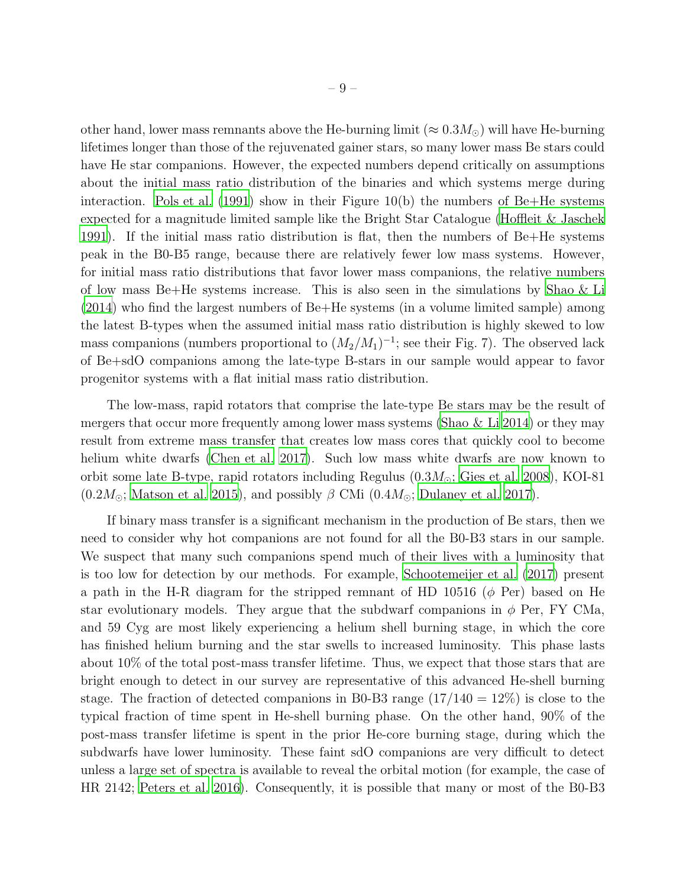other hand, lower mass remnants above the He-burning limit ($\approx 0.3 M_\odot$) will have He-burning lifetimes longer than those of the rejuvenated gainer stars, so many lower mass Be stars could have He star companions. However, the expected numbers depend critically on assumptions about the initial mass ratio distribution of the binaries and which systems merge during interaction. Pols et al. (1991) show in their Figure 10(b) the numbers of Be+He systems expected for a magnitude limited sample like the Bright Star Catalogue (Hoffleit & Jaschek 1991). If the initial mass ratio distribution is flat, then the numbers of Be+He systems peak in the B0-B5 range, because there are relatively fewer low mass systems. However, for initial mass ratio distributions that favor lower mass companions, the relative numbers of low mass Be+He systems increase. This is also seen in the simulations by Shao & Li (2014) who find the largest numbers of Be+He systems (in a volume limited sample) among the latest B-types when the assumed initial mass ratio distribution is highly skewed to low mass companions (numbers proportional to $(M_2/M_1)^{-1}$; see their Fig. 7). The observed lack of Be+sdO companions among the late-type B-stars in our sample would appear to favor progenitor systems with a flat initial mass ratio distribution.

The low-mass, rapid rotators that comprise the late-type Be stars may be the result of mergers that occur more frequently among lower mass systems (Shao & Li 2014) or they may result from extreme mass transfer that creates low mass cores that quickly cool to become helium white dwarfs (Chen et al. 2017). Such low mass white dwarfs are now known to orbit some late B-type, rapid rotators including Regulus ($0.3 M_\odot$; Gies et al. 2008), KOI-81 ($0.2 M_\odot$; Matson et al. 2015), and possibly $\beta$ CMi ($0.4 M_\odot$; Dulaney et al. 2017).

If binary mass transfer is a significant mechanism in the production of Be stars, then we need to consider why hot companions are not found for all the B0-B3 stars in our sample. We suspect that many such companions spend much of their lives with a luminosity that is too low for detection by our methods. For example, Schootemeijer et al. (2017) present a path in the H-R diagram for the stripped remnant of HD 10516 ($\phi$ Per) based on He star evolutionary models. They argue that the subdwarf companions in $\phi$ Per, FY CMa, and 59 Cyg are most likely experiencing a helium shell burning stage, in which the core has finished helium burning and the star swells to increased luminosity. This phase lasts about 10% of the total post-mass transfer lifetime. Thus, we expect that those stars that are bright enough to detect in our survey are representative of this advanced He-shell burning stage. The fraction of detected companions in B0-B3 range ($17/140 = 12\%$) is close to the typical fraction of time spent in He-shell burning phase. On the other hand, 90% of the post-mass transfer lifetime is spent in the prior He-core burning stage, during which the subdwarfs have lower luminosity. These faint sdO companions are very difficult to detect unless a large set of spectra is available to reveal the orbital motion (for example, the case of HR 2142; Peters et al. 2016). Consequently, it is possible that many or most of the B0-B3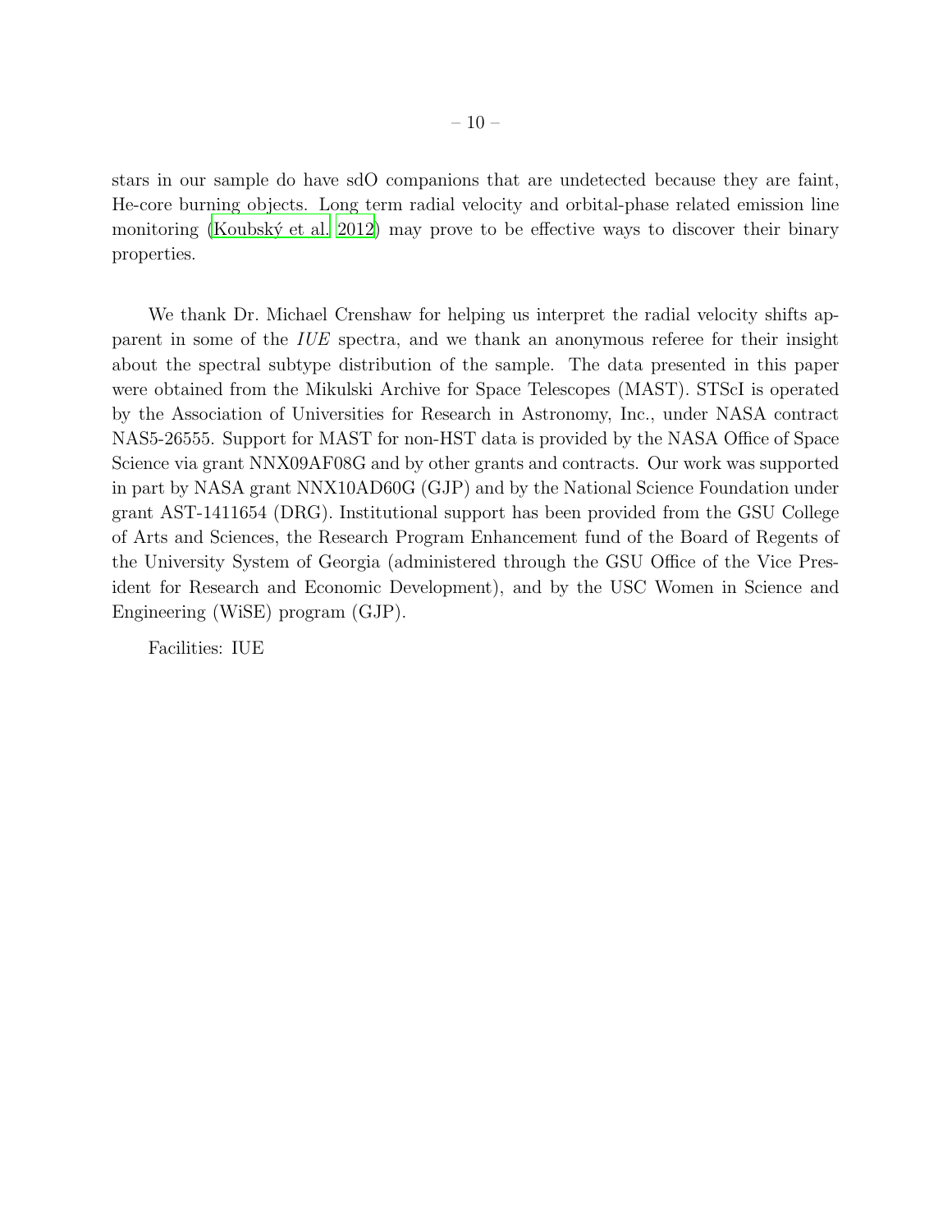stars in our sample do have sdO companions that are undetected because they are faint, He-core burning objects. Long term radial velocity and orbital-phase related emission line monitoring (Koubský et al. 2012) may prove to be effective ways to discover their binary properties.

We thank Dr. Michael Crenshaw for helping us interpret the radial velocity shifts apparent in some of the *IUE* spectra, and we thank an anonymous referee for their insight about the spectral subtype distribution of the sample. The data presented in this paper were obtained from the Mikulski Archive for Space Telescopes (MAST). STScI is operated by the Association of Universities for Research in Astronomy, Inc., under NASA contract NAS5-26555. Support for MAST for non-HST data is provided by the NASA Office of Space Science via grant NNX09AF08G and by other grants and contracts. Our work was supported in part by NASA grant NNX10AD60G (GJP) and by the National Science Foundation under grant AST-1411654 (DRG). Institutional support has been provided from the GSU College of Arts and Sciences, the Research Program Enhancement fund of the Board of Regents of the University System of Georgia (administered through the GSU Office of the Vice President for Research and Economic Development), and by the USC Women in Science and Engineering (WiSE) program (GJP).

Facilities: IUE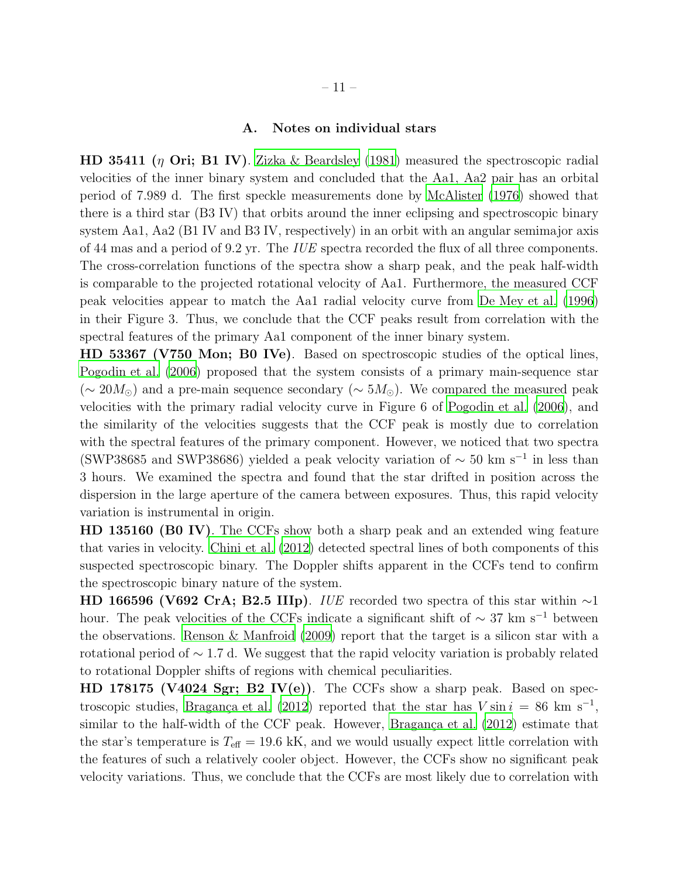## A. Notes on individual stars

**HD 35411 ($\eta$ Ori; B1 IV)**. Zizka & Beardsley (1981) measured the spectroscopic radial velocities of the inner binary system and concluded that the Aa1, Aa2 pair has an orbital period of 7.989 d. The first speckle measurements done by McAlister (1976) showed that there is a third star (B3 IV) that orbits around the inner eclipsing and spectroscopic binary system Aa1, Aa2 (B1 IV and B3 IV, respectively) in an orbit with an angular semimajor axis of 44 mas and a period of 9.2 yr. The *IUE* spectra recorded the flux of all three components. The cross-correlation functions of the spectra show a sharp peak, and the peak half-width is comparable to the projected rotational velocity of Aa1. Furthermore, the measured CCF peak velocities appear to match the Aa1 radial velocity curve from De Mey et al. (1996) in their Figure 3. Thus, we conclude that the CCF peaks result from correlation with the spectral features of the primary Aa1 component of the inner binary system.

**HD 53367 (V750 Mon; B0 IVe)**. Based on spectroscopic studies of the optical lines, Pogodin et al. (2006) proposed that the system consists of a primary main-sequence star ($\sim 20 M_{\odot}$) and a pre-main sequence secondary ($\sim 5 M_{\odot}$). We compared the measured peak velocities with the primary radial velocity curve in Figure 6 of Pogodin et al. (2006), and the similarity of the velocities suggests that the CCF peak is mostly due to correlation with the spectral features of the primary component. However, we noticed that two spectra (SWP38685 and SWP38686) yielded a peak velocity variation of $\sim 50$ km s$^{-1}$ in less than 3 hours. We examined the spectra and found that the star drifted in position across the dispersion in the large aperture of the camera between exposures. Thus, this rapid velocity variation is instrumental in origin.

**HD 135160 (B0 IV)**. The CCFs show both a sharp peak and an extended wing feature that varies in velocity. Chini et al. (2012) detected spectral lines of both components of this suspected spectroscopic binary. The Doppler shifts apparent in the CCFs tend to confirm the spectroscopic binary nature of the system.

**HD 166596 (V692 CrA; B2.5 IIIp)**. *IUE* recorded two spectra of this star within $\sim$1 hour. The peak velocities of the CCFs indicate a significant shift of $\sim 37$ km s$^{-1}$ between the observations. Renson & Manfroid (2009) report that the target is a silicon star with a rotational period of $\sim 1.7$ d. We suggest that the rapid velocity variation is probably related to rotational Doppler shifts of regions with chemical peculiarities.

**HD 178175 (V4024 Sgr; B2 IV(e))**. The CCFs show a sharp peak. Based on spectroscopic studies, Bragança et al. (2012) reported that the star has $V \sin i = 86$ km s$^{-1}$, similar to the half-width of the CCF peak. However, Bragança et al. (2012) estimate that the star's temperature is $T_{\rm eff} = 19.6$ kK, and we would usually expect little correlation with the features of such a relatively cooler object. However, the CCFs show no significant peak velocity variations. Thus, we conclude that the CCFs are most likely due to correlation with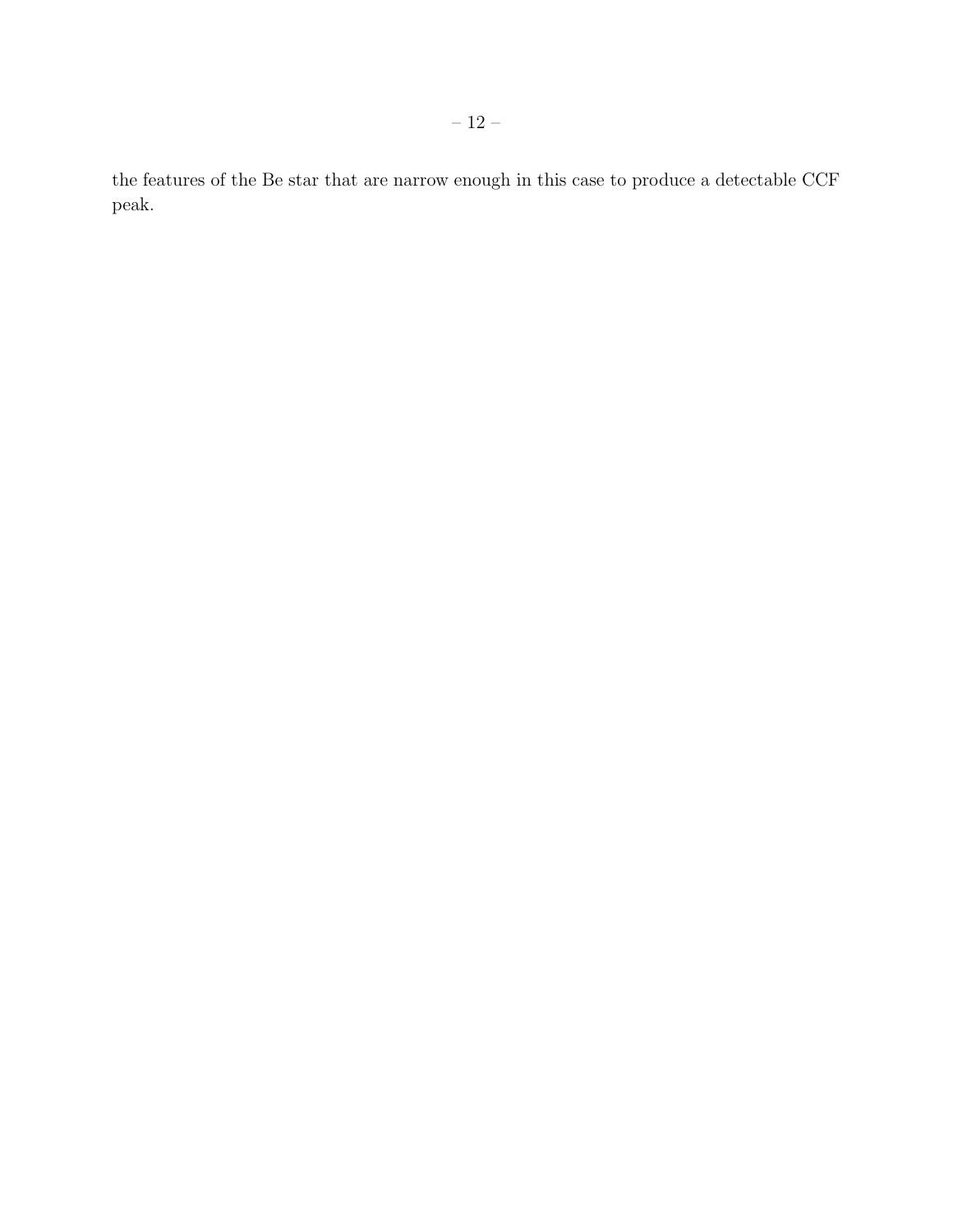the features of the Be star that are narrow enough in this case to produce a detectable CCF peak.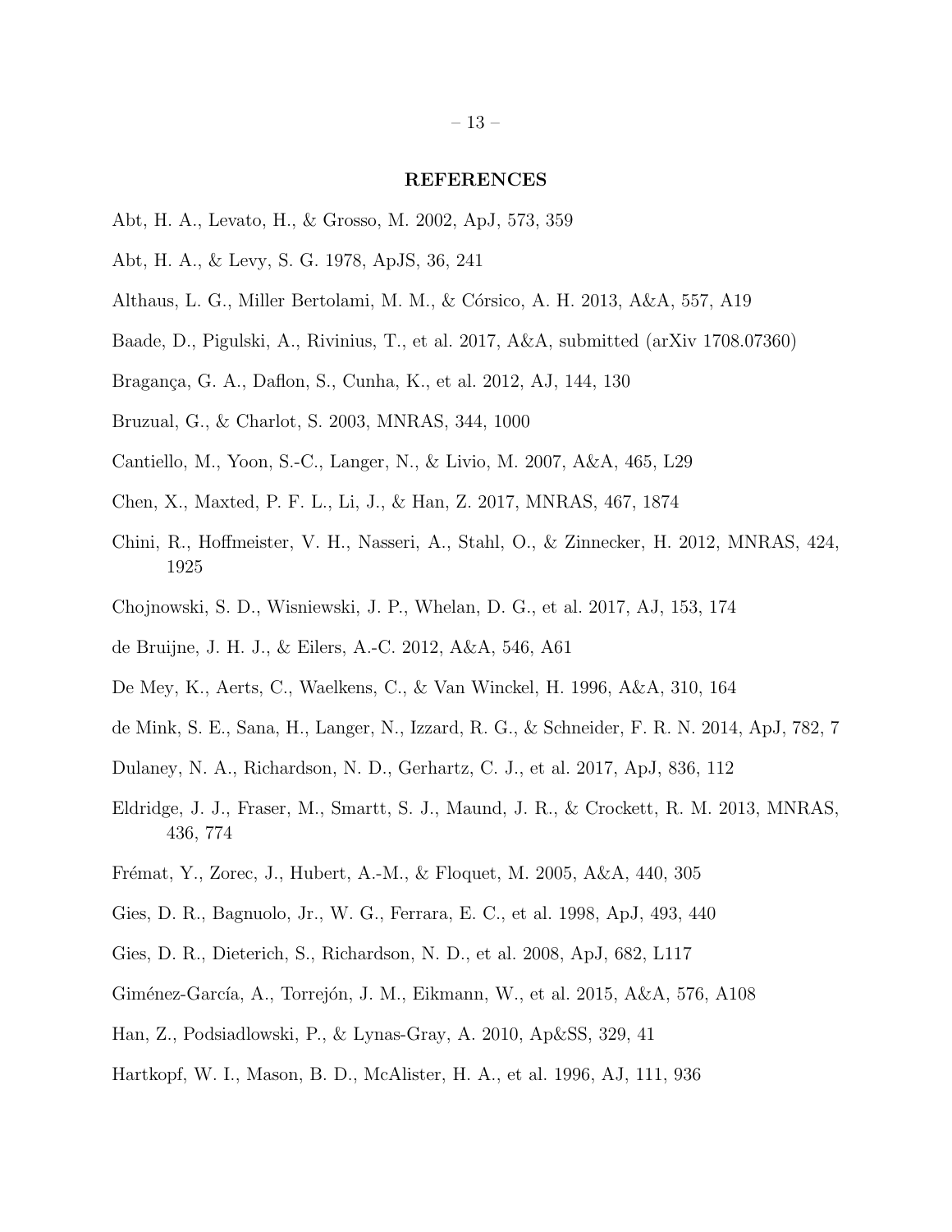## REFERENCES

Abt, H. A., Levato, H., & Grosso, M. 2002, ApJ, 573, 359

Abt, H. A., & Levy, S. G. 1978, ApJS, 36, 241

Althaus, L. G., Miller Bertolami, M. M., & Córsico, A. H. 2013, A&A, 557, A19

Baade, D., Pigulski, A., Rivinius, T., et al. 2017, A&A, submitted (arXiv 1708.07360)

Bragança, G. A., Daflon, S., Cunha, K., et al. 2012, AJ, 144, 130

Bruzual, G., & Charlot, S. 2003, MNRAS, 344, 1000

Cantiello, M., Yoon, S.-C., Langer, N., & Livio, M. 2007, A&A, 465, L29

Chen, X., Maxted, P. F. L., Li, J., & Han, Z. 2017, MNRAS, 467, 1874

Chini, R., Hoffmeister, V. H., Nasseri, A., Stahl, O., & Zinnecker, H. 2012, MNRAS, 424, 1925

Chojnowski, S. D., Wisniewski, J. P., Whelan, D. G., et al. 2017, AJ, 153, 174

de Bruijne, J. H. J., & Eilers, A.-C. 2012, A&A, 546, A61

De Mey, K., Aerts, C., Waelkens, C., & Van Winckel, H. 1996, A&A, 310, 164

de Mink, S. E., Sana, H., Langer, N., Izzard, R. G., & Schneider, F. R. N. 2014, ApJ, 782, 7

Dulaney, N. A., Richardson, N. D., Gerhartz, C. J., et al. 2017, ApJ, 836, 112

Eldridge, J. J., Fraser, M., Smartt, S. J., Maund, J. R., & Crockett, R. M. 2013, MNRAS, 436, 774

Frémat, Y., Zorec, J., Hubert, A.-M., & Floquet, M. 2005, A&A, 440, 305

Gies, D. R., Bagnuolo, Jr., W. G., Ferrara, E. C., et al. 1998, ApJ, 493, 440

Gies, D. R., Dieterich, S., Richardson, N. D., et al. 2008, ApJ, 682, L117

Giménez-García, A., Torrejón, J. M., Eikmann, W., et al. 2015, A&A, 576, A108

Han, Z., Podsiadlowski, P., & Lynas-Gray, A. 2010, Ap&SS, 329, 41

Hartkopf, W. I., Mason, B. D., McAlister, H. A., et al. 1996, AJ, 111, 936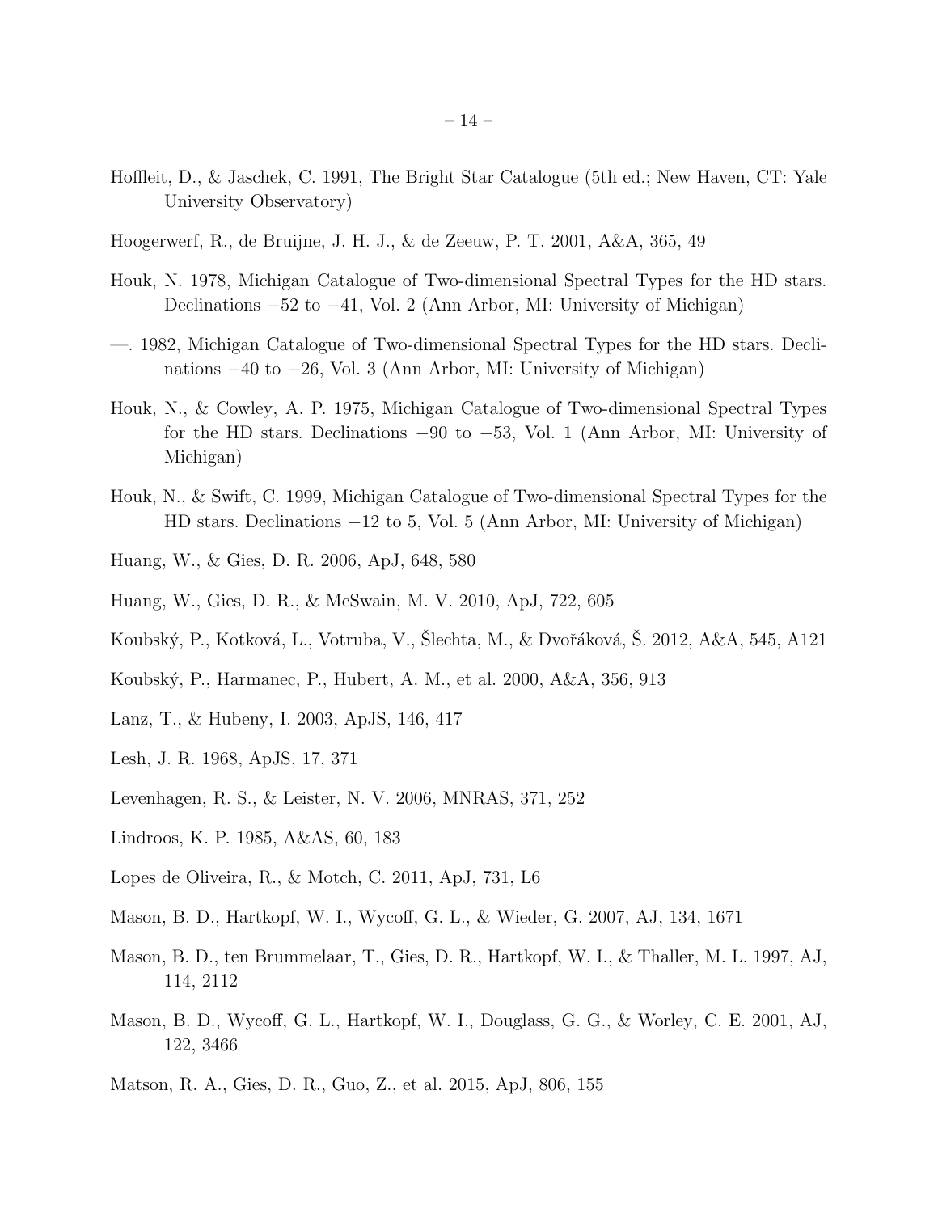Hoffleit, D., & Jaschek, C. 1991, The Bright Star Catalogue (5th ed.; New Haven, CT: Yale University Observatory)

Hoogerwerf, R., de Bruijne, J. H. J., & de Zeeuw, P. T. 2001, A&A, 365, 49

Houk, N. 1978, Michigan Catalogue of Two-dimensional Spectral Types for the HD stars. Declinations −52 to −41, Vol. 2 (Ann Arbor, MI: University of Michigan)

—. 1982, Michigan Catalogue of Two-dimensional Spectral Types for the HD stars. Declinations −40 to −26, Vol. 3 (Ann Arbor, MI: University of Michigan)

Houk, N., & Cowley, A. P. 1975, Michigan Catalogue of Two-dimensional Spectral Types for the HD stars. Declinations −90 to −53, Vol. 1 (Ann Arbor, MI: University of Michigan)

Houk, N., & Swift, C. 1999, Michigan Catalogue of Two-dimensional Spectral Types for the HD stars. Declinations −12 to 5, Vol. 5 (Ann Arbor, MI: University of Michigan)

Huang, W., & Gies, D. R. 2006, ApJ, 648, 580

Huang, W., Gies, D. R., & McSwain, M. V. 2010, ApJ, 722, 605

Koubský, P., Kotková, L., Votruba, V., Šlechta, M., & Dvořáková, Š. 2012, A&A, 545, A121

Koubský, P., Harmanec, P., Hubert, A. M., et al. 2000, A&A, 356, 913

Lanz, T., & Hubeny, I. 2003, ApJS, 146, 417

Lesh, J. R. 1968, ApJS, 17, 371

Levenhagen, R. S., & Leister, N. V. 2006, MNRAS, 371, 252

Lindroos, K. P. 1985, A&AS, 60, 183

Lopes de Oliveira, R., & Motch, C. 2011, ApJ, 731, L6

Mason, B. D., Hartkopf, W. I., Wycoff, G. L., & Wieder, G. 2007, AJ, 134, 1671

Mason, B. D., ten Brummelaar, T., Gies, D. R., Hartkopf, W. I., & Thaller, M. L. 1997, AJ, 114, 2112

Mason, B. D., Wycoff, G. L., Hartkopf, W. I., Douglass, G. G., & Worley, C. E. 2001, AJ, 122, 3466

Matson, R. A., Gies, D. R., Guo, Z., et al. 2015, ApJ, 806, 155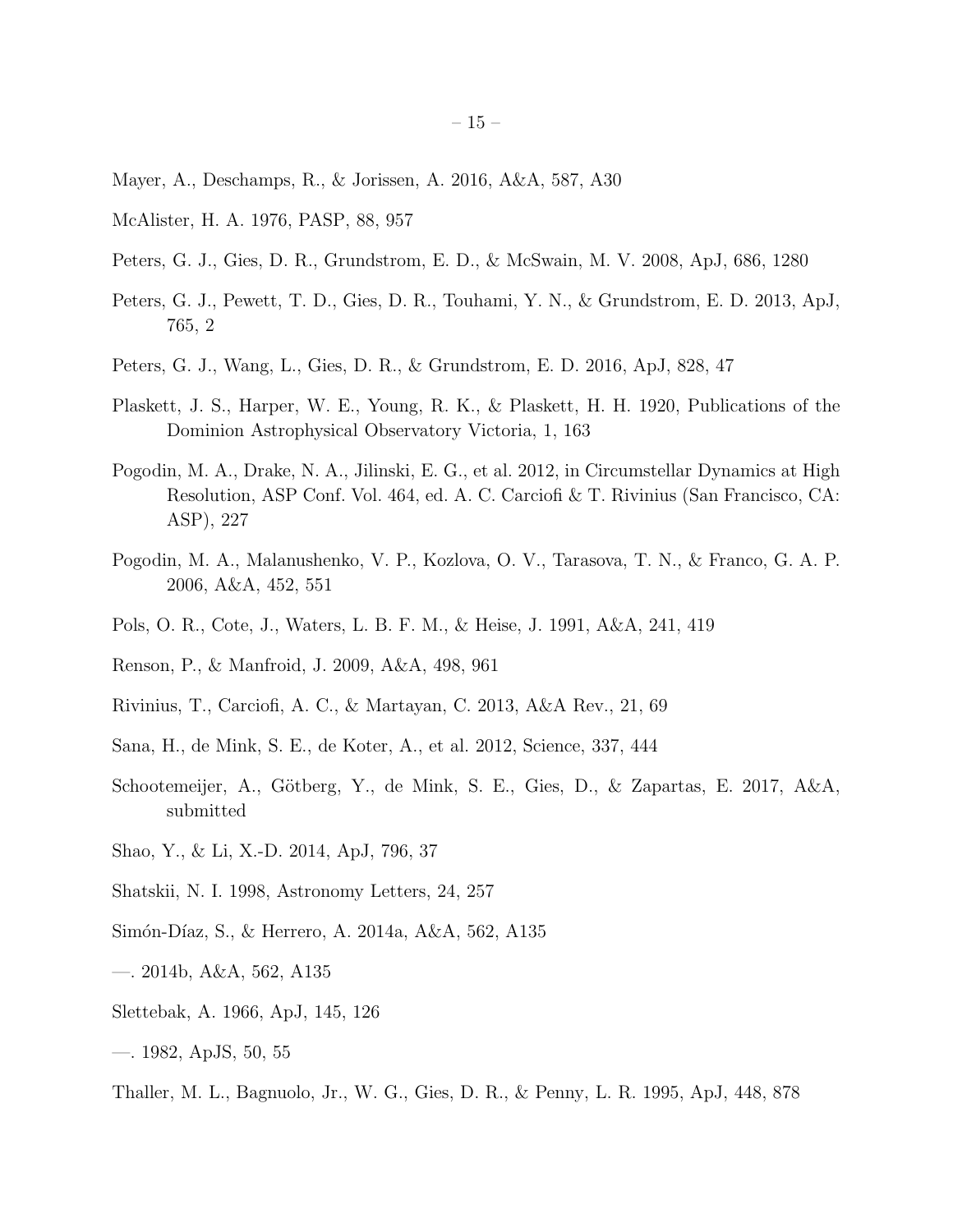Mayer, A., Deschamps, R., & Jorissen, A. 2016, A&A, 587, A30

McAlister, H. A. 1976, PASP, 88, 957

Peters, G. J., Gies, D. R., Grundstrom, E. D., & McSwain, M. V. 2008, ApJ, 686, 1280

Peters, G. J., Pewett, T. D., Gies, D. R., Touhami, Y. N., & Grundstrom, E. D. 2013, ApJ, 765, 2

Peters, G. J., Wang, L., Gies, D. R., & Grundstrom, E. D. 2016, ApJ, 828, 47

Plaskett, J. S., Harper, W. E., Young, R. K., & Plaskett, H. H. 1920, Publications of the Dominion Astrophysical Observatory Victoria, 1, 163

Pogodin, M. A., Drake, N. A., Jilinski, E. G., et al. 2012, in Circumstellar Dynamics at High Resolution, ASP Conf. Vol. 464, ed. A. C. Carciofi & T. Rivinius (San Francisco, CA: ASP), 227

Pogodin, M. A., Malanushenko, V. P., Kozlova, O. V., Tarasova, T. N., & Franco, G. A. P. 2006, A&A, 452, 551

Pols, O. R., Cote, J., Waters, L. B. F. M., & Heise, J. 1991, A&A, 241, 419

Renson, P., & Manfroid, J. 2009, A&A, 498, 961

Rivinius, T., Carciofi, A. C., & Martayan, C. 2013, A&A Rev., 21, 69

Sana, H., de Mink, S. E., de Koter, A., et al. 2012, Science, 337, 444

Schootemeijer, A., Götberg, Y., de Mink, S. E., Gies, D., & Zapartas, E. 2017, A&A, submitted

Shao, Y., & Li, X.-D. 2014, ApJ, 796, 37

Shatskii, N. I. 1998, Astronomy Letters, 24, 257

Simón-Díaz, S., & Herrero, A. 2014a, A&A, 562, A135

—. 2014b, A&A, 562, A135

Slettebak, A. 1966, ApJ, 145, 126

—. 1982, ApJS, 50, 55

Thaller, M. L., Bagnuolo, Jr., W. G., Gies, D. R., & Penny, L. R. 1995, ApJ, 448, 878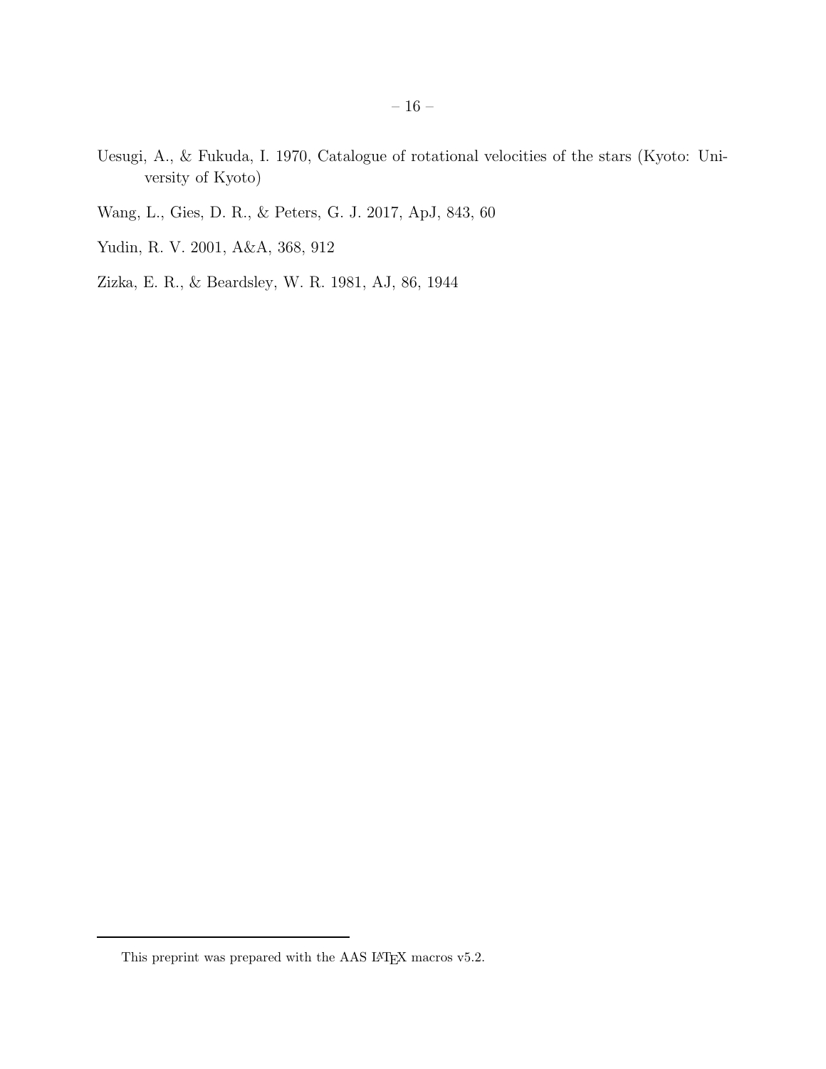Uesugi, A., & Fukuda, I. 1970, Catalogue of rotational velocities of the stars (Kyoto: University of Kyoto)

Wang, L., Gies, D. R., & Peters, G. J. 2017, ApJ, 843, 60

Yudin, R. V. 2001, A&A, 368, 912

Zizka, E. R., & Beardsley, W. R. 1981, AJ, 86, 1944

This preprint was prepared with the AAS LaTeX macros v5.2.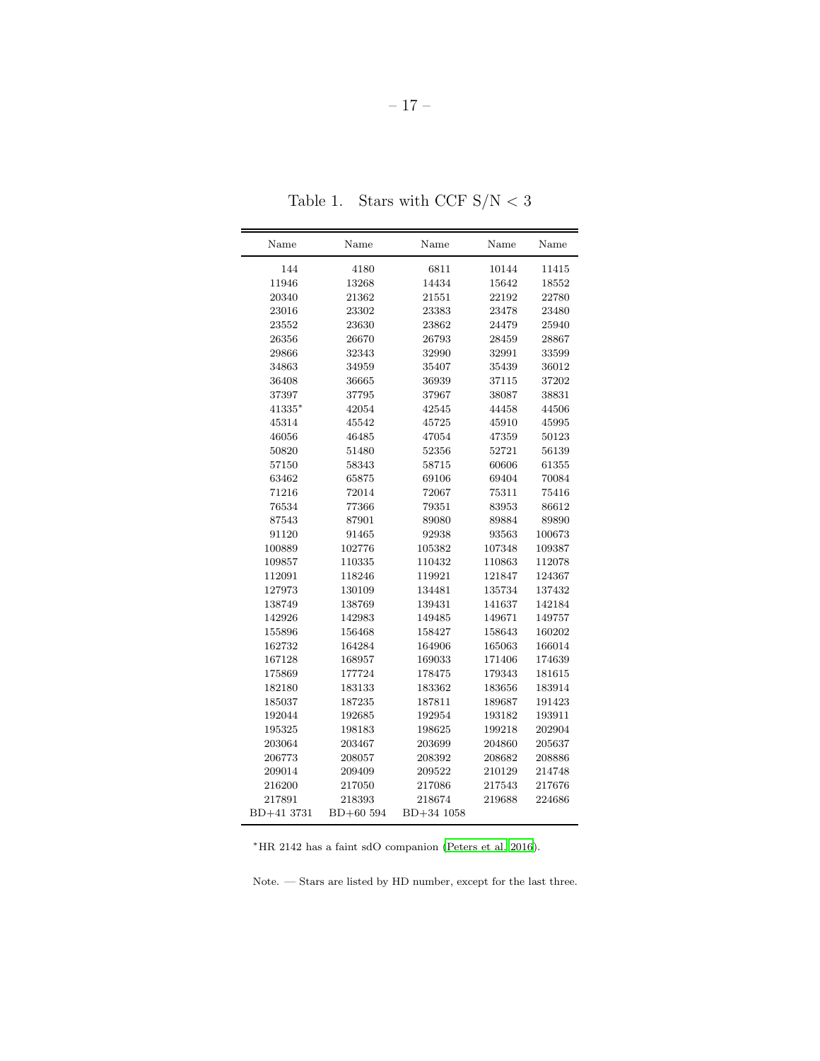Table 1. Stars with CCF S/N < 3

| Name | Name | Name | Name | Name |
|---|---|---|---|---|
| 144 | 4180 | 6811 | 10144 | 11415 |
| 11946 | 13268 | 14434 | 15642 | 18552 |
| 20340 | 21362 | 21551 | 22192 | 22780 |
| 23016 | 23302 | 23383 | 23478 | 23480 |
| 23552 | 23630 | 23862 | 24479 | 25940 |
| 26356 | 26670 | 26793 | 28459 | 28867 |
| 29866 | 32343 | 32990 | 32991 | 33599 |
| 34863 | 34959 | 35407 | 35439 | 36012 |
| 36408 | 36665 | 36939 | 37115 | 37202 |
| 37397 | 37795 | 37967 | 38087 | 38831 |
| 41335* | 42054 | 42545 | 44458 | 44506 |
| 45314 | 45542 | 45725 | 45910 | 45995 |
| 46056 | 46485 | 47054 | 47359 | 50123 |
| 50820 | 51480 | 52356 | 52721 | 56139 |
| 57150 | 58343 | 58715 | 60606 | 61355 |
| 63462 | 65875 | 69106 | 69404 | 70084 |
| 71216 | 72014 | 72067 | 75311 | 75416 |
| 76534 | 77366 | 79351 | 83953 | 86612 |
| 87543 | 87901 | 89080 | 89884 | 89890 |
| 91120 | 91465 | 92938 | 93563 | 100673 |
| 100889 | 102776 | 105382 | 107348 | 109387 |
| 109857 | 110335 | 110432 | 110863 | 112078 |
| 112091 | 118246 | 119921 | 121847 | 124367 |
| 127973 | 130109 | 134481 | 135734 | 137432 |
| 138749 | 138769 | 139431 | 141637 | 142184 |
| 142926 | 142983 | 149485 | 149671 | 149757 |
| 155896 | 156468 | 158427 | 158643 | 160202 |
| 162732 | 164284 | 164906 | 165063 | 166014 |
| 167128 | 168957 | 169033 | 171406 | 174639 |
| 175869 | 177724 | 178475 | 179343 | 181615 |
| 182180 | 183133 | 183362 | 183656 | 183914 |
| 185037 | 187235 | 187811 | 189687 | 191423 |
| 192044 | 192685 | 192954 | 193182 | 193911 |
| 195325 | 198183 | 198625 | 199218 | 202904 |
| 203064 | 203467 | 203699 | 204860 | 205637 |
| 206773 | 208057 | 208392 | 208682 | 208886 |
| 209014 | 209409 | 209522 | 210129 | 214748 |
| 216200 | 217050 | 217086 | 217543 | 217676 |
| 217891 | 218393 | 218674 | 219688 | 224686 |
| BD+41 3731 | BD+60 594 | BD+34 1058 | | |

*HR 2142 has a faint sdO companion (Peters et al. 2016).

Note. — Stars are listed by HD number, except for the last three.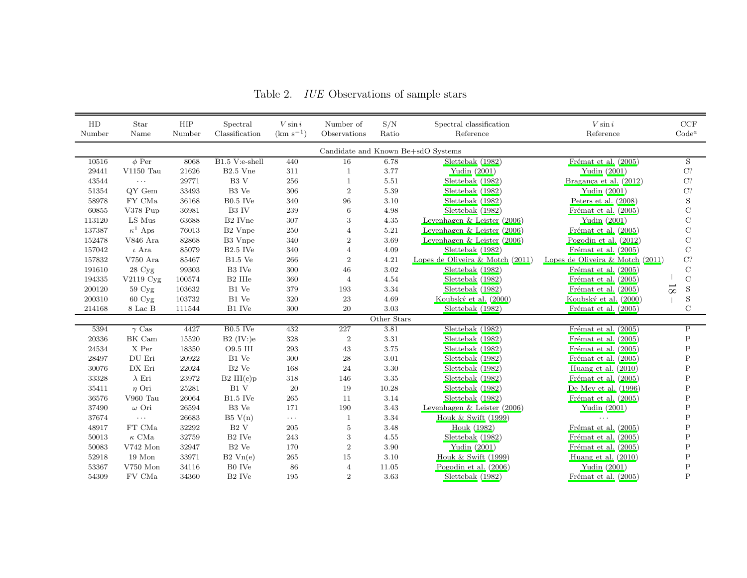Table 2. *IUE* Observations of sample stars

| HD Number | Star Name | HIP Number | Spectral Classification | $V \sin i$ (km s$^{-1}$) | Number of Observations | S/N Ratio | Spectral classification Reference | $V \sin i$ Reference | CCF Code[a] |
|---|---|---|---|---|---|---|---|---|---|
| Candidate and Known Be+sdO Systems | | | | | | | | | |
| 10516 | $\phi$ Per | 8068 | B1.5 V:e-shell | 440 | 16 | 6.78 | Slettebak (1982) | Frémat et al. (2005) | S |
| 29441 | V1150 Tau | 21626 | B2.5 Vne | 311 | 1 | 3.77 | Yudin (2001) | Yudin (2001) | C? |
| 43544 | ··· | 29771 | B3 V | 256 | 1 | 5.51 | Slettebak (1982) | Bragança et al. (2012) | C? |
| 51354 | QY Gem | 33493 | B3 Ve | 306 | 2 | 5.39 | Slettebak (1982) | Yudin (2001) | C? |
| 58978 | FY CMa | 36168 | B0.5 IVe | 340 | 96 | 3.10 | Slettebak (1982) | Peters et al. (2008) | S |
| 60855 | V378 Pup | 36981 | B3 IV | 239 | 6 | 4.98 | Slettebak (1982) | Frémat et al. (2005) | C |
| 113120 | LS Mus | 63688 | B2 IVne | 307 | 3 | 4.35 | Levenhagen & Leister (2006) | Yudin (2001) | C |
| 137387 | $\kappa^1$ Aps | 76013 | B2 Vnpe | 250 | 4 | 5.21 | Levenhagen & Leister (2006) | Frémat et al. (2005) | C |
| 152478 | V846 Ara | 82868 | B3 Vnpe | 340 | 2 | 3.69 | Levenhagen & Leister (2006) | Pogodin et al. (2012) | C |
| 157042 | $\iota$ Ara | 85079 | B2.5 IVe | 340 | 4 | 4.09 | Slettebak (1982) | Frémat et al. (2005) | C |
| 157832 | V750 Ara | 85467 | B1.5 Ve | 266 | 2 | 4.21 | Lopes de Oliveira & Motch (2011) | Lopes de Oliveira & Motch (2011) | C? |
| 191610 | 28 Cyg | 99303 | B3 IVe | 300 | 46 | 3.02 | Slettebak (1982) | Frémat et al. (2005) | C |
| 194335 | V2119 Cyg | 100574 | B2 IIIe | 360 | 4 | 4.54 | Slettebak (1982) | Frémat et al. (2005) | C |
| 200120 | 59 Cyg | 103632 | B1 Ve | 379 | 193 | 3.34 | Slettebak (1982) | Frémat et al. (2005) | S |
| 200310 | 60 Cyg | 103732 | B1 Ve | 320 | 23 | 4.69 | Koubský et al. (2000) | Koubský et al. (2000) | S |
| 214168 | 8 Lac B | 111544 | B1 IVe | 300 | 20 | 3.03 | Slettebak (1982) | Frémat et al. (2005) | C |
| Other Stars | | | | | | | | | |
| 5394 | $\gamma$ Cas | 4427 | B0.5 IVe | 432 | 227 | 3.81 | Slettebak (1982) | Frémat et al. (2005) | P |
| 20336 | BK Cam | 15520 | B2 (IV:)e | 328 | 2 | 3.31 | Slettebak (1982) | Frémat et al. (2005) | P |
| 24534 | X Per | 18350 | O9.5 III | 293 | 43 | 3.75 | Slettebak (1982) | Frémat et al. (2005) | P |
| 28497 | DU Eri | 20922 | B1 Ve | 300 | 28 | 3.01 | Slettebak (1982) | Frémat et al. (2005) | P |
| 30076 | DX Eri | 22024 | B2 Ve | 168 | 24 | 3.30 | Slettebak (1982) | Huang et al. (2010) | P |
| 33328 | $\lambda$ Eri | 23972 | B2 III(e)p | 318 | 146 | 3.35 | Slettebak (1982) | Frémat et al. (2005) | P |
| 35411 | $\eta$ Ori | 25281 | B1 V | 20 | 19 | 10.28 | Slettebak (1982) | De Mey et al. (1996) | P |
| 36576 | V960 Tau | 26064 | B1.5 IVe | 265 | 11 | 3.14 | Slettebak (1982) | Frémat et al. (2005) | P |
| 37490 | $\omega$ Ori | 26594 | B3 Ve | 171 | 190 | 3.43 | Levenhagen & Leister (2006) | Yudin (2001) | P |
| 37674 | ··· | 26683 | B5 V(n) | ··· | 1 | 3.34 | Houk & Swift (1999) | ··· | P |
| 48917 | FT CMa | 32292 | B2 V | 205 | 5 | 3.48 | Houk (1982) | Frémat et al. (2005) | P |
| 50013 | $\kappa$ CMa | 32759 | B2 IVe | 243 | 3 | 4.55 | Slettebak (1982) | Frémat et al. (2005) | P |
| 50083 | V742 Mon | 32947 | B2 Ve | 170 | 2 | 3.90 | Yudin (2001) | Frémat et al. (2005) | P |
| 52918 | 19 Mon | 33971 | B2 Vn(e) | 265 | 15 | 3.10 | Houk & Swift (1999) | Huang et al. (2010) | P |
| 53367 | V750 Mon | 34116 | B0 IVe | 86 | 4 | 11.05 | Pogodin et al. (2006) | Yudin (2001) | P |
| 54309 | FV CMa | 34360 | B2 IVe | 195 | 2 | 3.63 | Slettebak (1982) | Frémat et al. (2005) | P |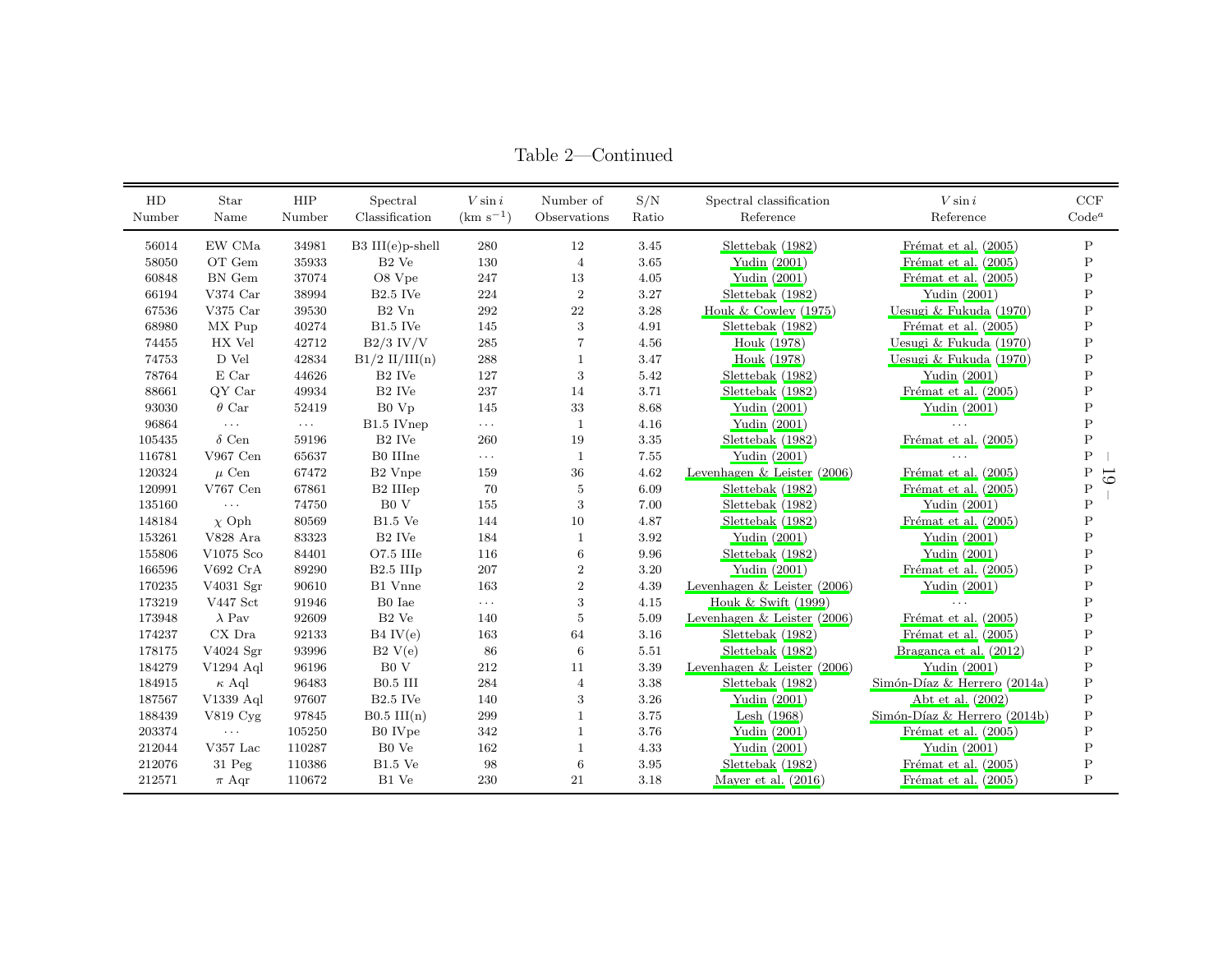Table 2—Continued

| HD Number | Star Name | HIP Number | Spectral Classification | $V \sin i$ (km s$^{-1}$) | Number of Observations | S/N Ratio | Spectral classification Reference | $V \sin i$ Reference | CCF Code[a] |
|---|---|---|---|---|---|---|---|---|---|
| 56014 | EW CMa | 34981 | B3 III(e)p-shell | 280 | 12 | 3.45 | Slettebak (1982) | Frémat et al. (2005) | P |
| 58050 | OT Gem | 35933 | B2 Ve | 130 | 4 | 3.65 | Yudin (2001) | Frémat et al. (2005) | P |
| 60848 | BN Gem | 37074 | O8 Vpe | 247 | 13 | 4.05 | Yudin (2001) | Frémat et al. (2005) | P |
| 66194 | V374 Car | 38994 | B2.5 IVe | 224 | 2 | 3.27 | Slettebak (1982) | Yudin (2001) | P |
| 67536 | V375 Car | 39530 | B2 Vn | 292 | 22 | 3.28 | Houk & Cowley (1975) | Uesugi & Fukuda (1970) | P |
| 68980 | MX Pup | 40274 | B1.5 IVe | 145 | 3 | 4.91 | Slettebak (1982) | Frémat et al. (2005) | P |
| 74455 | HX Vel | 42712 | B2/3 IV/V | 285 | 7 | 4.56 | Houk (1978) | Uesugi & Fukuda (1970) | P |
| 74753 | D Vel | 42834 | B1/2 II/III(n) | 288 | 1 | 3.47 | Houk (1978) | Uesugi & Fukuda (1970) | P |
| 78764 | E Car | 44626 | B2 IVe | 127 | 3 | 5.42 | Slettebak (1982) | Yudin (2001) | P |
| 88661 | QY Car | 49934 | B2 IVe | 237 | 14 | 3.71 | Slettebak (1982) | Frémat et al. (2005) | P |
| 93030 | $\theta$ Car | 52419 | B0 Vp | 145 | 33 | 8.68 | Yudin (2001) | Yudin (2001) | P |
| 96864 | ··· | ··· | B1.5 IVnep | ··· | 1 | 4.16 | Yudin (2001) | ··· | P |
| 105435 | $\delta$ Cen | 59196 | B2 IVe | 260 | 19 | 3.35 | Slettebak (1982) | Frémat et al. (2005) | P |
| 116781 | V967 Cen | 65637 | B0 IIIne | ··· | 1 | 7.55 | Yudin (2001) | ··· | P |
| 120324 | $\mu$ Cen | 67472 | B2 Vnpe | 159 | 36 | 4.62 | Levenhagen & Leister (2006) | Frémat et al. (2005) | P |
| 120991 | V767 Cen | 67861 | B2 IIIep | 70 | 5 | 6.09 | Slettebak (1982) | Frémat et al. (2005) | P |
| 135160 | ··· | 74750 | B0 V | 155 | 3 | 7.00 | Slettebak (1982) | Yudin (2001) | P |
| 148184 | $\chi$ Oph | 80569 | B1.5 Ve | 144 | 10 | 4.87 | Slettebak (1982) | Frémat et al. (2005) | P |
| 153261 | V828 Ara | 83323 | B2 IVe | 184 | 1 | 3.92 | Yudin (2001) | Yudin (2001) | P |
| 155806 | V1075 Sco | 84401 | O7.5 IIIe | 116 | 6 | 9.96 | Slettebak (1982) | Yudin (2001) | P |
| 166596 | V692 CrA | 89290 | B2.5 IIIp | 207 | 2 | 3.20 | Yudin (2001) | Frémat et al. (2005) | P |
| 170235 | V4031 Sgr | 90610 | B1 Vnne | 163 | 2 | 4.39 | Levenhagen & Leister (2006) | Yudin (2001) | P |
| 173219 | V447 Sct | 91946 | B0 Iae | ··· | 3 | 4.15 | Houk & Swift (1999) | ··· | P |
| 173948 | $\lambda$ Pav | 92609 | B2 Ve | 140 | 5 | 5.09 | Levenhagen & Leister (2006) | Frémat et al. (2005) | P |
| 174237 | CX Dra | 92133 | B4 IV(e) | 163 | 64 | 3.16 | Slettebak (1982) | Frémat et al. (2005) | P |
| 178175 | V4024 Sgr | 93996 | B2 V(e) | 86 | 6 | 5.51 | Slettebak (1982) | Braganca et al. (2012) | P |
| 184279 | V1294 Aql | 96196 | B0 V | 212 | 11 | 3.39 | Levenhagen & Leister (2006) | Yudin (2001) | P |
| 184915 | $\kappa$ Aql | 96483 | B0.5 III | 284 | 4 | 3.38 | Slettebak (1982) | Simón-Díaz & Herrero (2014a) | P |
| 187567 | V1339 Aql | 97607 | B2.5 IVe | 140 | 3 | 3.26 | Yudin (2001) | Abt et al. (2002) | P |
| 188439 | V819 Cyg | 97845 | B0.5 III(n) | 299 | 1 | 3.75 | Lesh (1968) | Simón-Díaz & Herrero (2014b) | P |
| 203374 | ··· | 105250 | B0 IVpe | 342 | 1 | 3.76 | Yudin (2001) | Frémat et al. (2005) | P |
| 212044 | V357 Lac | 110287 | B0 Ve | 162 | 1 | 4.33 | Yudin (2001) | Yudin (2001) | P |
| 212076 | 31 Peg | 110386 | B1.5 Ve | 98 | 6 | 3.95 | Slettebak (1982) | Frémat et al. (2005) | P |
| 212571 | $\pi$ Aqr | 110672 | B1 Ve | 230 | 21 | 3.18 | Mayer et al. (2016) | Frémat et al. (2005) | P |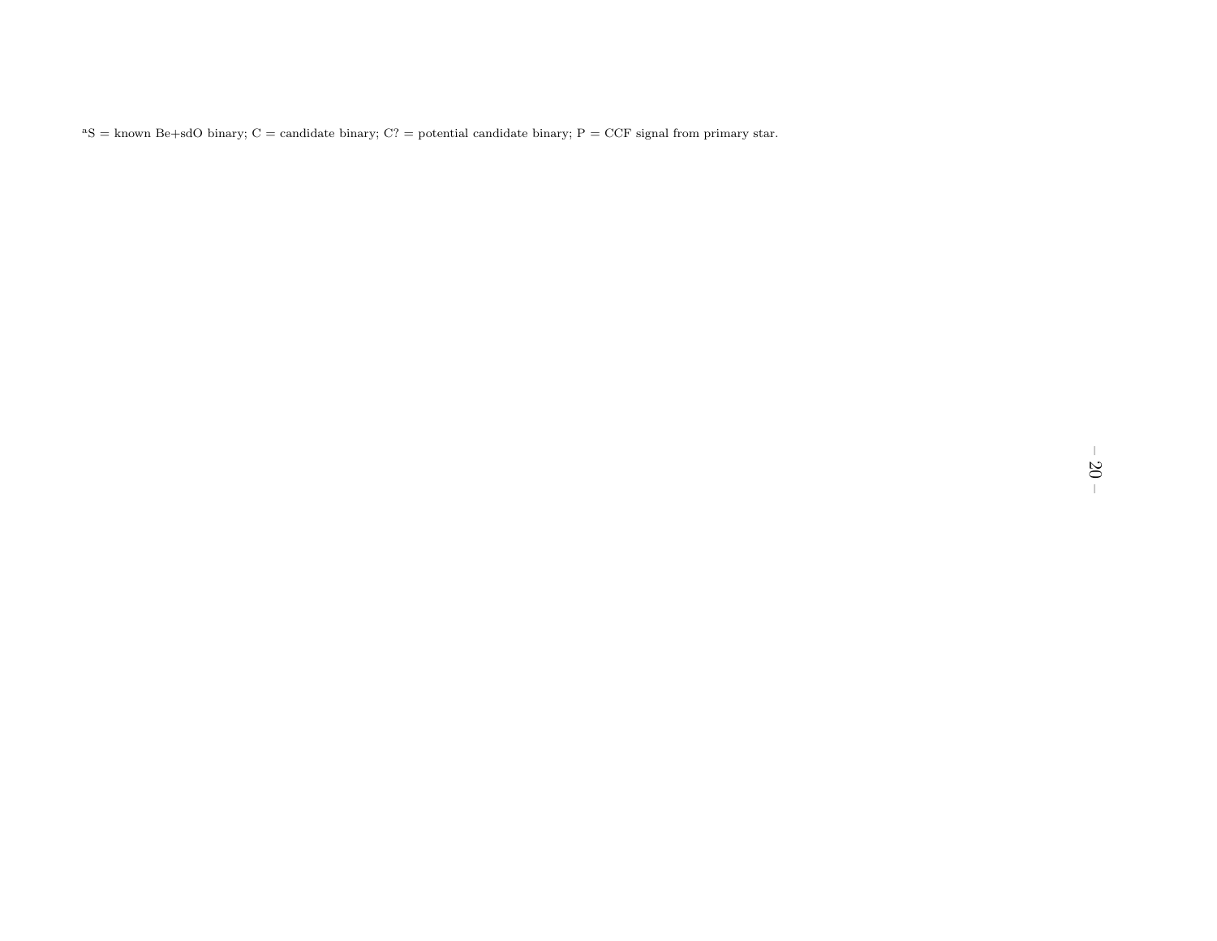[a]S = known Be+sdO binary; C = candidate binary; C? = potential candidate binary; P = CCF signal from primary star.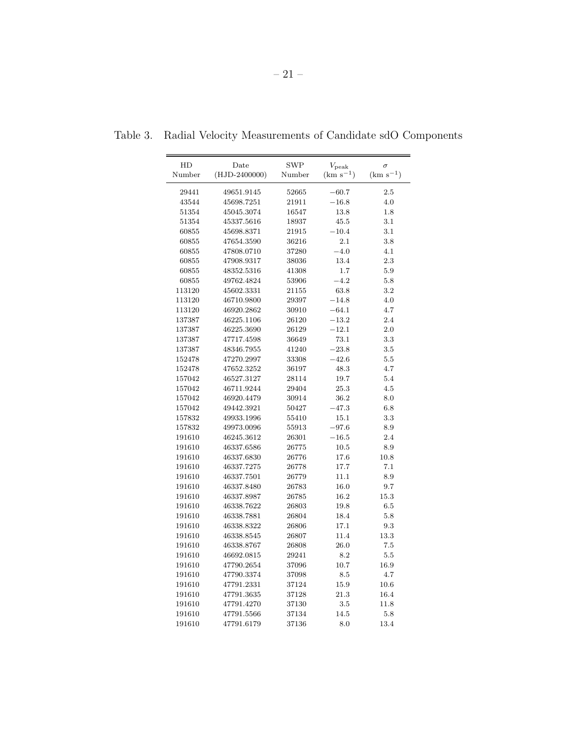Table 3. Radial Velocity Measurements of Candidate sdO Components

| HD Number | Date (HJD-2400000) | SWP Number | $V_{\rm peak}$ (km s$^{-1}$) | $\sigma$ (km s$^{-1}$) |
|---|---|---|---|---|
| 29441 | 49651.9145 | 52665 | −60.7 | 2.5 |
| 43544 | 45698.7251 | 21911 | −16.8 | 4.0 |
| 51354 | 45045.3074 | 16547 | 13.8 | 1.8 |
| 51354 | 45337.5616 | 18937 | 45.5 | 3.1 |
| 60855 | 45698.8371 | 21915 | −10.4 | 3.1 |
| 60855 | 47654.3590 | 36216 | 2.1 | 3.8 |
| 60855 | 47808.0710 | 37280 | −4.0 | 4.1 |
| 60855 | 47908.9317 | 38036 | 13.4 | 2.3 |
| 60855 | 48352.5316 | 41308 | 1.7 | 5.9 |
| 60855 | 49762.4824 | 53906 | −4.2 | 5.8 |
| 113120 | 45602.3331 | 21155 | 63.8 | 3.2 |
| 113120 | 46710.9800 | 29397 | −14.8 | 4.0 |
| 113120 | 46920.2862 | 30910 | −64.1 | 4.7 |
| 137387 | 46225.1106 | 26120 | −13.2 | 2.4 |
| 137387 | 46225.3690 | 26129 | −12.1 | 2.0 |
| 137387 | 47717.4598 | 36649 | 73.1 | 3.3 |
| 137387 | 48346.7955 | 41240 | −23.8 | 3.5 |
| 152478 | 47270.2997 | 33308 | −42.6 | 5.5 |
| 152478 | 47652.3252 | 36197 | 48.3 | 4.7 |
| 157042 | 46527.3127 | 28114 | 19.7 | 5.4 |
| 157042 | 46711.9244 | 29404 | 25.3 | 4.5 |
| 157042 | 46920.4479 | 30914 | 36.2 | 8.0 |
| 157042 | 49442.3921 | 50427 | −47.3 | 6.8 |
| 157832 | 49933.1996 | 55410 | 15.1 | 3.3 |
| 157832 | 49973.0096 | 55913 | −97.6 | 8.9 |
| 191610 | 46245.3612 | 26301 | −16.5 | 2.4 |
| 191610 | 46337.6586 | 26775 | 10.5 | 8.9 |
| 191610 | 46337.6830 | 26776 | 17.6 | 10.8 |
| 191610 | 46337.7275 | 26778 | 17.7 | 7.1 |
| 191610 | 46337.7501 | 26779 | 11.1 | 8.9 |
| 191610 | 46337.8480 | 26783 | 16.0 | 9.7 |
| 191610 | 46337.8987 | 26785 | 16.2 | 15.3 |
| 191610 | 46338.7622 | 26803 | 19.8 | 6.5 |
| 191610 | 46338.7881 | 26804 | 18.4 | 5.8 |
| 191610 | 46338.8322 | 26806 | 17.1 | 9.3 |
| 191610 | 46338.8545 | 26807 | 11.4 | 13.3 |
| 191610 | 46338.8767 | 26808 | 26.0 | 7.5 |
| 191610 | 46692.0815 | 29241 | 8.2 | 5.5 |
| 191610 | 47790.2654 | 37096 | 10.7 | 16.9 |
| 191610 | 47790.3374 | 37098 | 8.5 | 4.7 |
| 191610 | 47791.2331 | 37124 | 15.9 | 10.6 |
| 191610 | 47791.3635 | 37128 | 21.3 | 16.4 |
| 191610 | 47791.4270 | 37130 | 3.5 | 11.8 |
| 191610 | 47791.5566 | 37134 | 14.5 | 5.8 |
| 191610 | 47791.6179 | 37136 | 8.0 | 13.4 |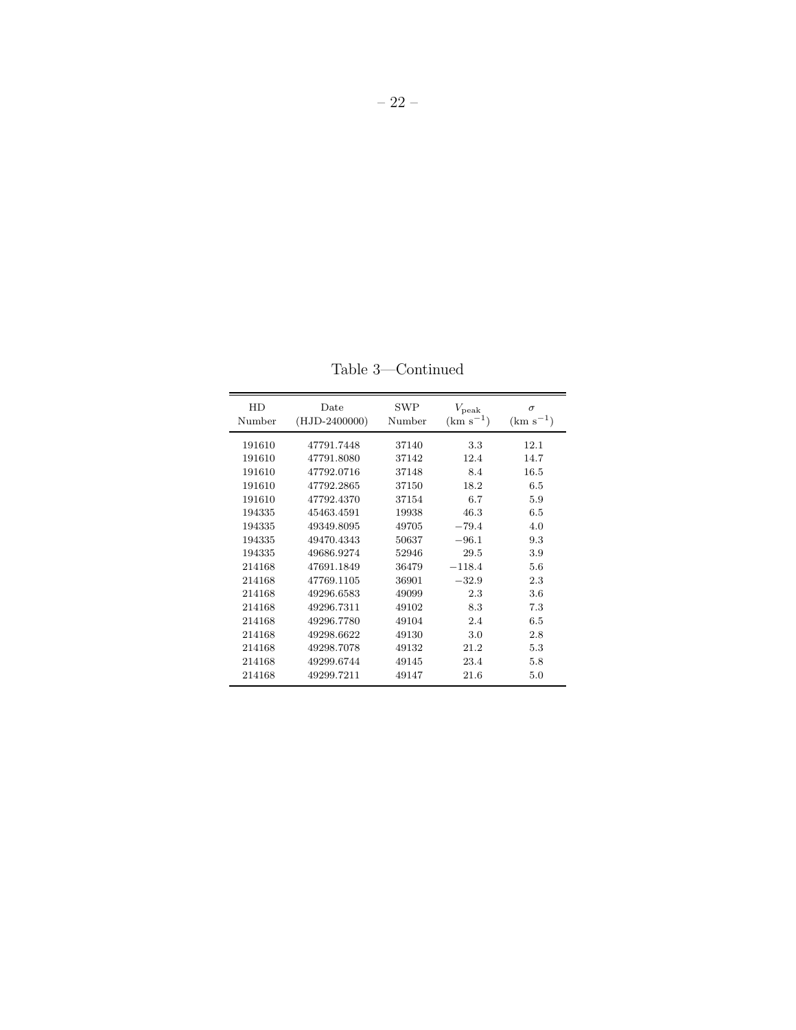Table 3—Continued

| HD Number | Date (HJD-2400000) | SWP Number | $V_{\rm peak}$ (km s$^{-1}$) | $\sigma$ (km s$^{-1}$) |
|---|---|---|---|---|
| 191610 | 47791.7448 | 37140 | 3.3 | 12.1 |
| 191610 | 47791.8080 | 37142 | 12.4 | 14.7 |
| 191610 | 47792.0716 | 37148 | 8.4 | 16.5 |
| 191610 | 47792.2865 | 37150 | 18.2 | 6.5 |
| 191610 | 47792.4370 | 37154 | 6.7 | 5.9 |
| 194335 | 45463.4591 | 19938 | 46.3 | 6.5 |
| 194335 | 49349.8095 | 49705 | −79.4 | 4.0 |
| 194335 | 49470.4343 | 50637 | −96.1 | 9.3 |
| 194335 | 49686.9274 | 52946 | 29.5 | 3.9 |
| 214168 | 47691.1849 | 36479 | −118.4 | 5.6 |
| 214168 | 47769.1105 | 36901 | −32.9 | 2.3 |
| 214168 | 49296.6583 | 49099 | 2.3 | 3.6 |
| 214168 | 49296.7311 | 49102 | 8.3 | 7.3 |
| 214168 | 49296.7780 | 49104 | 2.4 | 6.5 |
| 214168 | 49298.6622 | 49130 | 3.0 | 2.8 |
| 214168 | 49298.7078 | 49132 | 21.2 | 5.3 |
| 214168 | 49299.6744 | 49145 | 23.4 | 5.8 |
| 214168 | 49299.7211 | 49147 | 21.6 | 5.0 |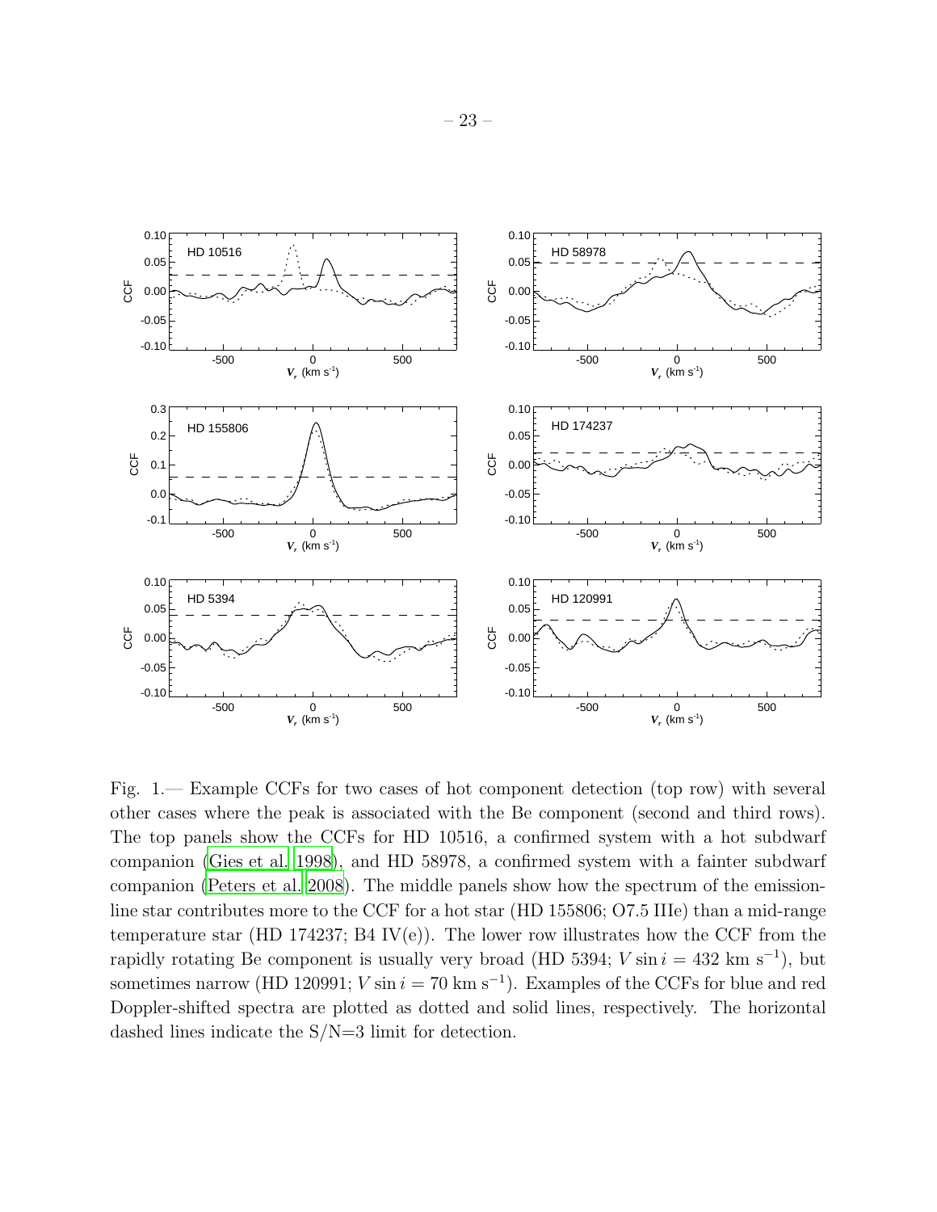Fig. 1.— Example CCFs for two cases of hot component detection (top row) with several other cases where the peak is associated with the Be component (second and third rows). The top panels show the CCFs for HD 10516, a confirmed system with a hot subdwarf companion (Gies et al. 1998), and HD 58978, a confirmed system with a fainter subdwarf companion (Peters et al. 2008). The middle panels show how the spectrum of the emission-line star contributes more to the CCF for a hot star (HD 155806; O7.5 IIIe) than a mid-range temperature star (HD 174237; B4 IV(e)). The lower row illustrates how the CCF from the rapidly rotating Be component is usually very broad (HD 5394; $V \sin i = 432$ km s$^{-1}$), but sometimes narrow (HD 120991; $V \sin i = 70$ km s$^{-1}$). Examples of the CCFs for blue and red Doppler-shifted spectra are plotted as dotted and solid lines, respectively. The horizontal dashed lines indicate the S/N=3 limit for detection.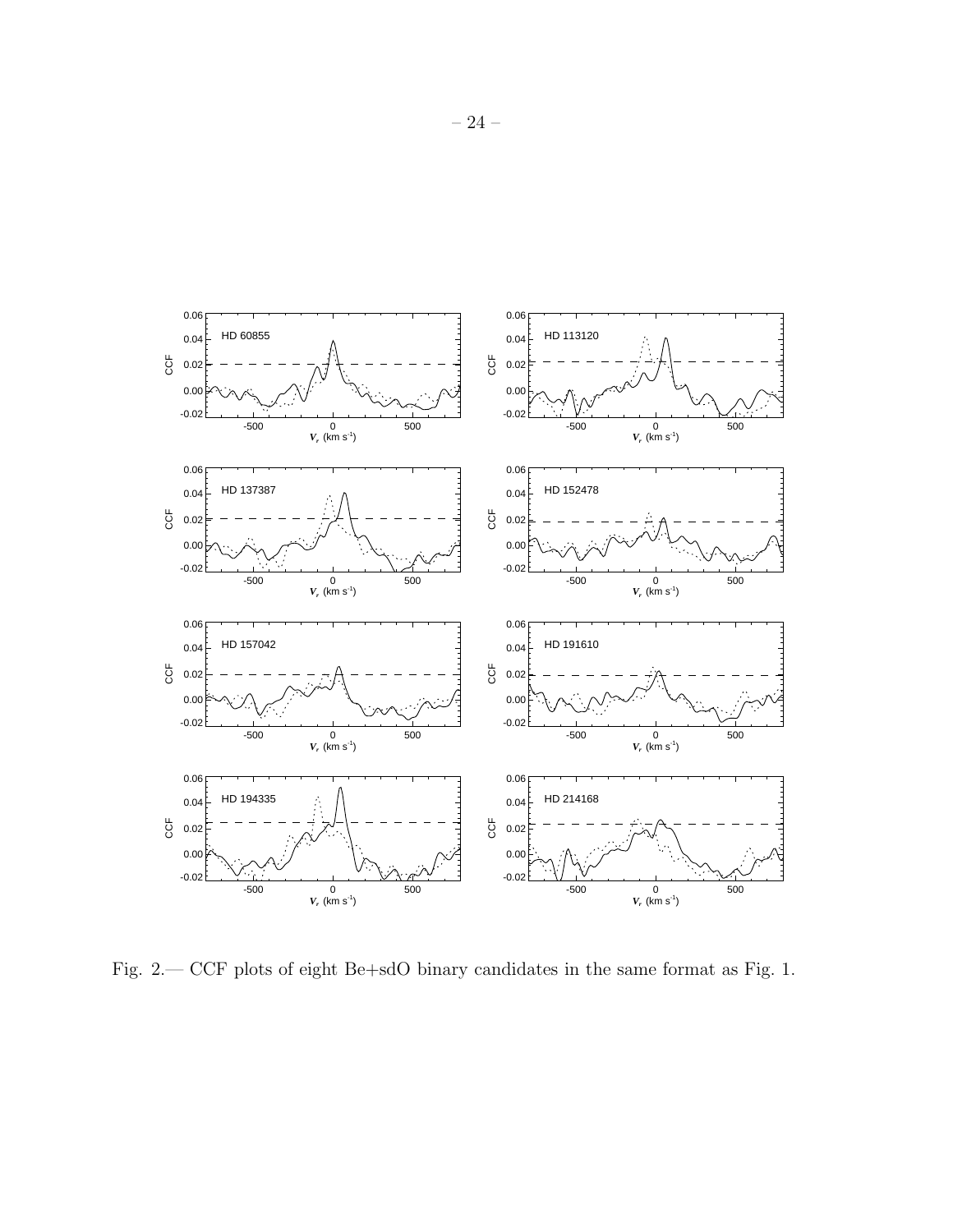Fig. 2.— CCF plots of eight Be+sdO binary candidates in the same format as Fig. 1.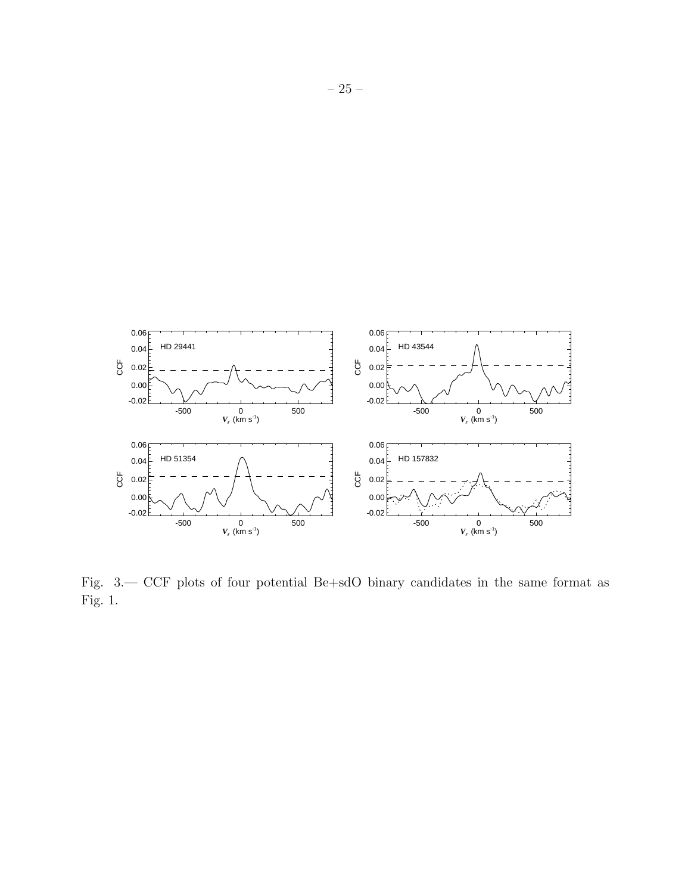Fig. 3.— CCF plots of four potential Be+sdO binary candidates in the same format as Fig. 1.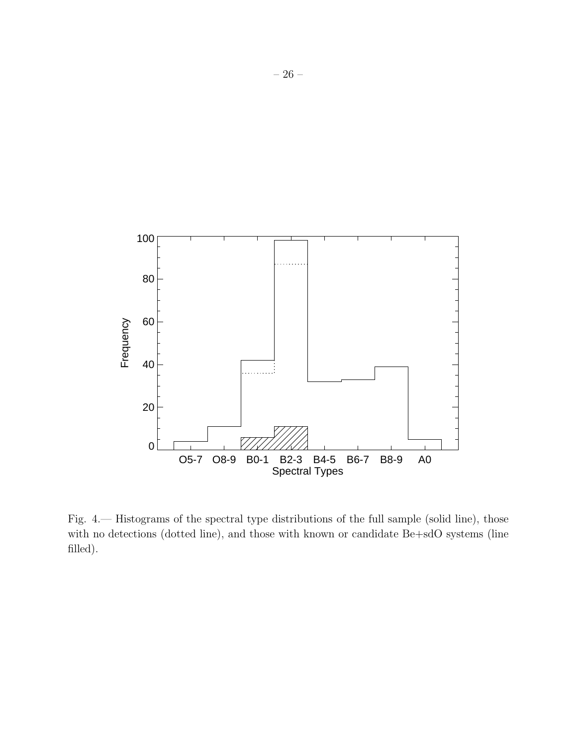100

80

60

40

20

0

Frequency

O5-7 O8-9 B0-1 B2-3 B4-5 B6-7 B8-9 A0

Spectral Types

Fig. 4.— Histograms of the spectral type distributions of the full sample (solid line), those with no detections (dotted line), and those with known or candidate Be+sdO systems (line filled).